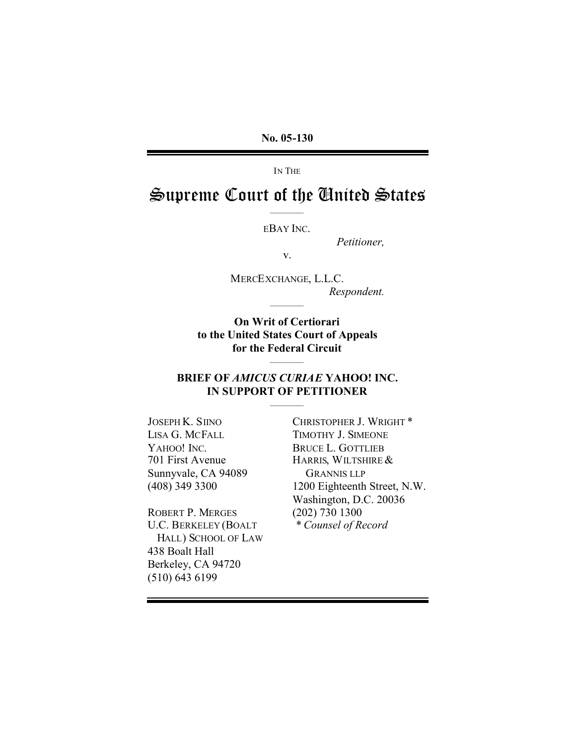No. 05-130

IN THE

# Supreme Court of the United States

EBAY INC.

*Petitioner,*

v.

MERCEXCHANGE, L.L.C.

*Respondent.*

**On Writ of Certiorari to the United States Court of Appeals for the Federal Circuit**

**BRIEF OF *AMICUS CURIAE* YAHOO! INC. IN SUPPORT OF PETITIONER**

JOSEPH K. SIINO
LISA G. MCFALL
YAHOO! INC.
701 First Avenue
Sunnyvale, CA 94089
(408) 349 3300

ROBERT P. MERGES
U.C. BERKELEY (BOALT HALL) SCHOOL OF LAW
438 Boalt Hall
Berkeley, CA 94720
(510) 643 6199

CHRISTOPHER J. WRIGHT *
TIMOTHY J. SIMEONE
BRUCE L. GOTTLIEB
HARRIS, WILTSHIRE & GRANNIS LLP
1200 Eighteenth Street, N.W.
Washington, D.C. 20036
(202) 730 1300
*\* Counsel of Record*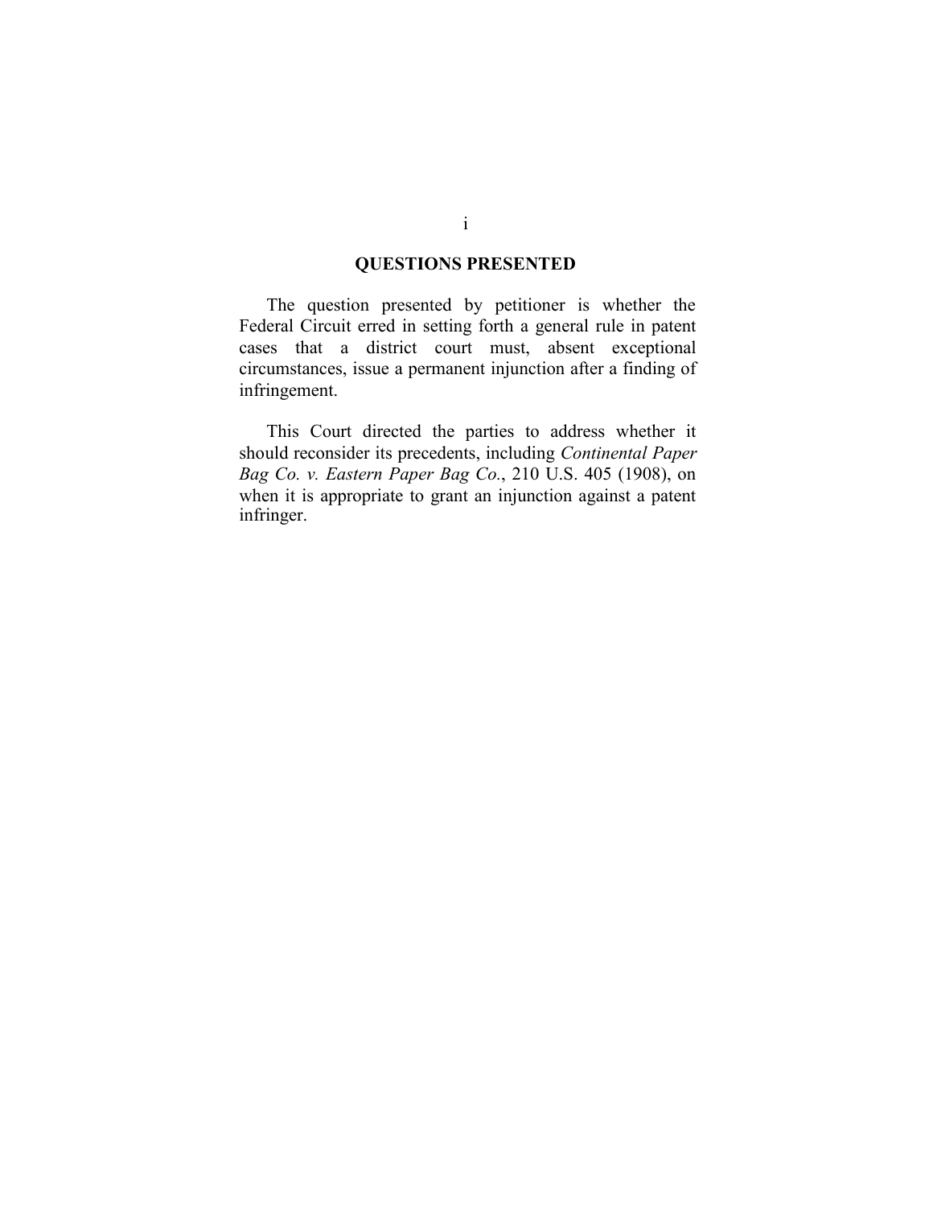## QUESTIONS PRESENTED

The question presented by petitioner is whether the Federal Circuit erred in setting forth a general rule in patent cases that a district court must, absent exceptional circumstances, issue a permanent injunction after a finding of infringement.

This Court directed the parties to address whether it should reconsider its precedents, including *Continental Paper Bag Co. v. Eastern Paper Bag Co.*, 210 U.S. 405 (1908), on when it is appropriate to grant an injunction against a patent infringer.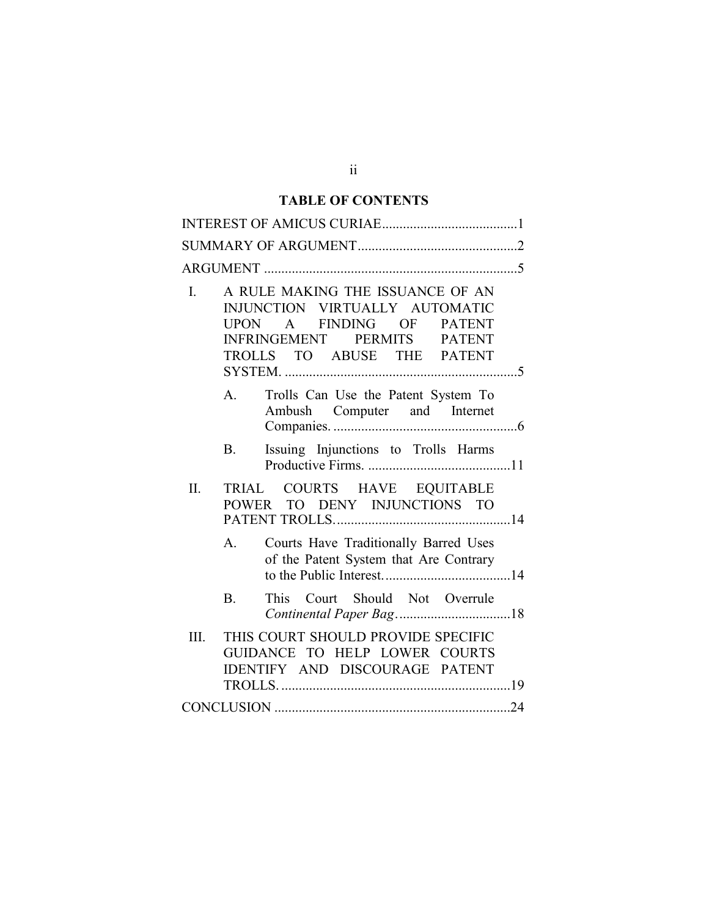# TABLE OF CONTENTS

INTEREST OF AMICUS CURIAE.......................................1

SUMMARY OF ARGUMENT.............................................2

ARGUMENT .........................................................................5

I. A RULE MAKING THE ISSUANCE OF AN INJUNCTION VIRTUALLY AUTOMATIC UPON A FINDING OF PATENT INFRINGEMENT PERMITS PATENT TROLLS TO ABUSE THE PATENT SYSTEM. ...................................................................5

   A. Trolls Can Use the Patent System To Ambush Computer and Internet Companies. .....................................................6

   B. Issuing Injunctions to Trolls Harms Productive Firms. .........................................11

II. TRIAL COURTS HAVE EQUITABLE POWER TO DENY INJUNCTIONS TO PATENT TROLLS..................................................14

   A. Courts Have Traditionally Barred Uses of the Patent System that Are Contrary to the Public Interest.....................................14

   B. This Court Should Not Overrule *Continental Paper Bag*.................................18

III. THIS COURT SHOULD PROVIDE SPECIFIC GUIDANCE TO HELP LOWER COURTS IDENTIFY AND DISCOURAGE PATENT TROLLS. ..................................................................19

CONCLUSION ....................................................................24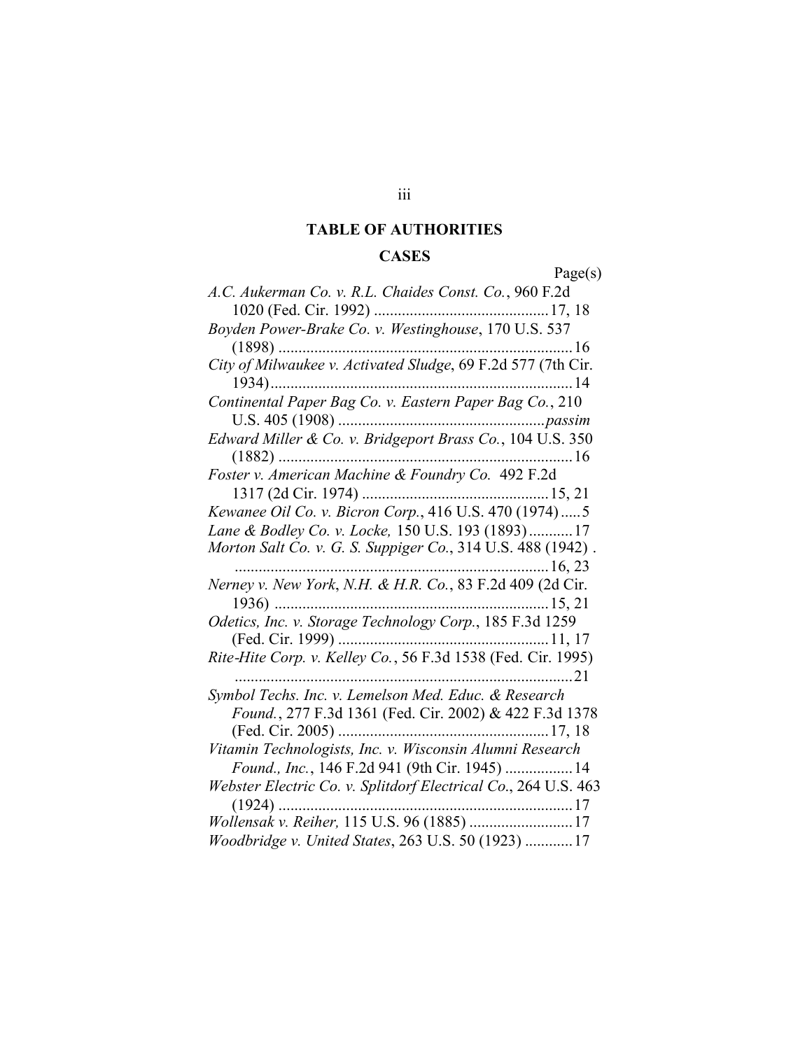## TABLE OF AUTHORITIES

### CASES

Page(s)

*A.C. Aukerman Co. v. R.L. Chaides Const. Co.*, 960 F.2d 1020 (Fed. Cir. 1992) ............................................17, 18

*Boyden Power-Brake Co. v. Westinghouse*, 170 U.S. 537 (1898) ..........................................................................16

*City of Milwaukee v. Activated Sludge*, 69 F.2d 577 (7th Cir. 1934)...........................................................................14

*Continental Paper Bag Co. v. Eastern Paper Bag Co.*, 210 U.S. 405 (1908) ....................................................*passim*

*Edward Miller & Co. v. Bridgeport Brass Co.*, 104 U.S. 350 (1882) ..........................................................................16

*Foster v. American Machine & Foundry Co.* 492 F.2d 1317 (2d Cir. 1974) ...............................................15, 21

*Kewanee Oil Co. v. Bicron Corp.*, 416 U.S. 470 (1974).....5

*Lane & Bodley Co. v. Locke,* 150 U.S. 193 (1893)...........17

*Morton Salt Co. v. G. S. Suppiger Co.*, 314 U.S. 488 (1942) . ...............................................................................16, 23

*Nerney v. New York, N.H. & H.R. Co.*, 83 F.2d 409 (2d Cir. 1936) .....................................................................15, 21

*Odetics, Inc. v. Storage Technology Corp.*, 185 F.3d 1259 (Fed. Cir. 1999) .....................................................11, 17

*Rite-Hite Corp. v. Kelley Co.*, 56 F.3d 1538 (Fed. Cir. 1995) .....................................................................................21

*Symbol Techs. Inc. v. Lemelson Med. Educ. & Research Found.*, 277 F.3d 1361 (Fed. Cir. 2002) & 422 F.3d 1378 (Fed. Cir. 2005) .....................................................17, 18

*Vitamin Technologists, Inc. v. Wisconsin Alumni Research Found., Inc.*, 146 F.2d 941 (9th Cir. 1945) .................14

*Webster Electric Co. v. Splitdorf Electrical Co.*, 264 U.S. 463 (1924) ..........................................................................17

*Wollensak v. Reiher,* 115 U.S. 96 (1885) ..........................17

*Woodbridge v. United States*, 263 U.S. 50 (1923) ............17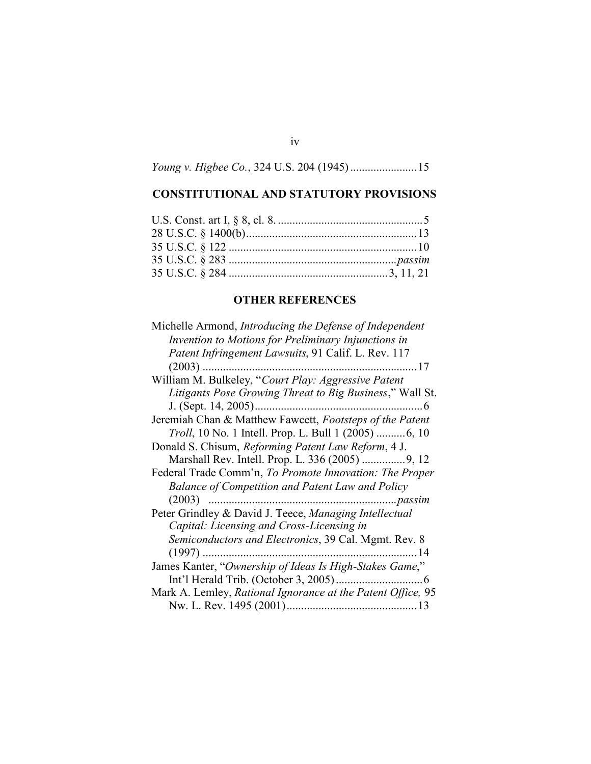*Young v. Higbee Co.*, 324 U.S. 204 (1945) .......................15

**CONSTITUTIONAL AND STATUTORY PROVISIONS**

U.S. Const. art I, § 8, cl. 8. ..................................................5
28 U.S.C. § 1400(b)...........................................................13
35 U.S.C. § 122 .................................................................10
35 U.S.C. § 283 ..........................................................*passim*
35 U.S.C. § 284 .......................................................3, 11, 21

**OTHER REFERENCES**

Michelle Armond, *Introducing the Defense of Independent Invention to Motions for Preliminary Injunctions in Patent Infringement Lawsuits*, 91 Calif. L. Rev. 117 (2003) ..........................................................................17

William M. Bulkeley, "*Court Play: Aggressive Patent Litigants Pose Growing Threat to Big Business*," Wall St. J. (Sept. 14, 2005)..........................................................6

Jeremiah Chan & Matthew Fawcett, *Footsteps of the Patent Troll*, 10 No. 1 Intell. Prop. L. Bull 1 (2005) ..........6, 10

Donald S. Chisum, *Reforming Patent Law Reform*, 4 J. Marshall Rev. Intell. Prop. L. 336 (2005) ...............9, 12

Federal Trade Comm'n, *To Promote Innovation: The Proper Balance of Competition and Patent Law and Policy* (2003) .................................................................*passim*

Peter Grindley & David J. Teece, *Managing Intellectual Capital: Licensing and Cross-Licensing in Semiconductors and Electronics*, 39 Cal. Mgmt. Rev. 8 (1997) ..........................................................................14

James Kanter, "*Ownership of Ideas Is High-Stakes Game*," Int'l Herald Trib. (October 3, 2005) ..............................6

Mark A. Lemley, *Rational Ignorance at the Patent Office,* 95 Nw. L. Rev. 1495 (2001).............................................13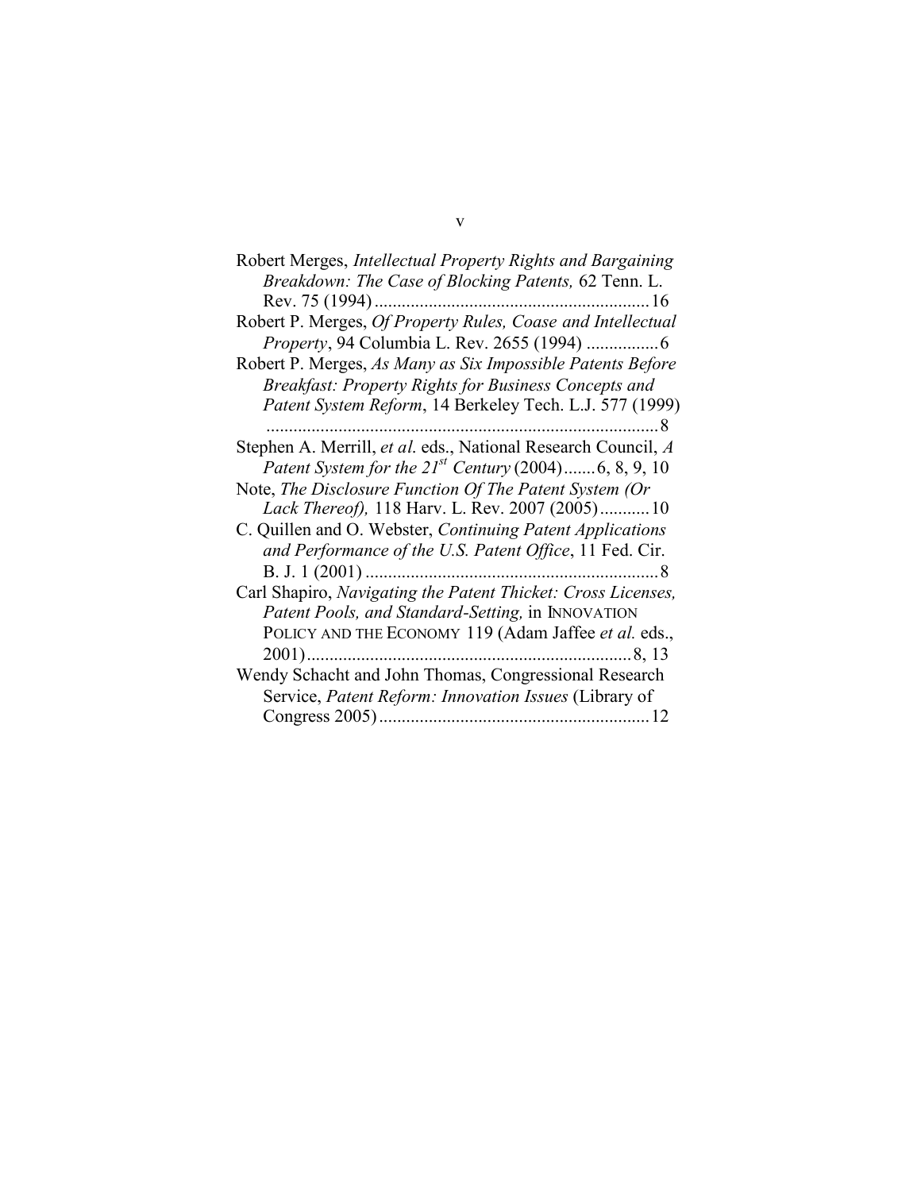Robert Merges, *Intellectual Property Rights and Bargaining Breakdown: The Case of Blocking Patents,* 62 Tenn. L. Rev. 75 (1994) ............................................................16

Robert P. Merges, *Of Property Rules, Coase and Intellectual Property*, 94 Columbia L. Rev. 2655 (1994) ................6

Robert P. Merges, *As Many as Six Impossible Patents Before Breakfast: Property Rights for Business Concepts and Patent System Reform*, 14 Berkeley Tech. L.J. 577 (1999) .......................................................................................8

Stephen A. Merrill, *et al.* eds., National Research Council, *A Patent System for the 21st Century* (2004).......6, 8, 9, 10

Note, *The Disclosure Function Of The Patent System (Or Lack Thereof),* 118 Harv. L. Rev. 2007 (2005)...........10

C. Quillen and O. Webster, *Continuing Patent Applications and Performance of the U.S. Patent Office*, 11 Fed. Cir. B. J. 1 (2001) .................................................................8

Carl Shapiro, *Navigating the Patent Thicket: Cross Licenses, Patent Pools, and Standard-Setting,* in INNOVATION POLICY AND THE ECONOMY 119 (Adam Jaffee *et al.* eds., 2001).......................................................................8, 13

Wendy Schacht and John Thomas, Congressional Research Service, *Patent Reform: Innovation Issues* (Library of Congress 2005)...........................................................12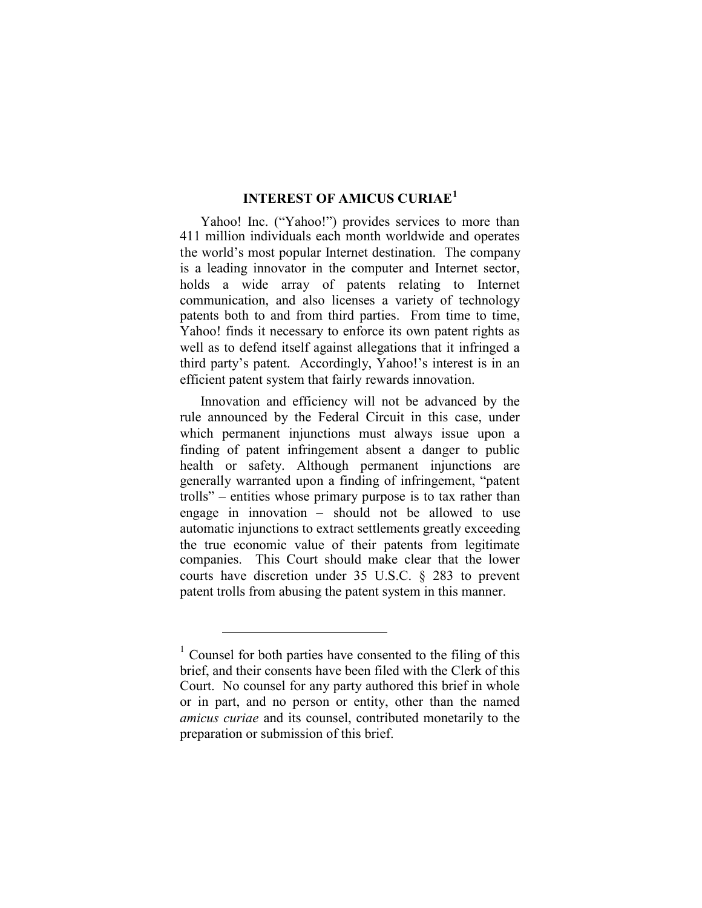## INTEREST OF AMICUS CURIAE[1]

Yahoo! Inc. ("Yahoo!") provides services to more than 411 million individuals each month worldwide and operates the world's most popular Internet destination. The company is a leading innovator in the computer and Internet sector, holds a wide array of patents relating to Internet communication, and also licenses a variety of technology patents both to and from third parties. From time to time, Yahoo! finds it necessary to enforce its own patent rights as well as to defend itself against allegations that it infringed a third party's patent. Accordingly, Yahoo!'s interest is in an efficient patent system that fairly rewards innovation.

Innovation and efficiency will not be advanced by the rule announced by the Federal Circuit in this case, under which permanent injunctions must always issue upon a finding of patent infringement absent a danger to public health or safety. Although permanent injunctions are generally warranted upon a finding of infringement, "patent trolls" – entities whose primary purpose is to tax rather than engage in innovation – should not be allowed to use automatic injunctions to extract settlements greatly exceeding the true economic value of their patents from legitimate companies. This Court should make clear that the lower courts have discretion under 35 U.S.C. § 283 to prevent patent trolls from abusing the patent system in this manner.

---

[1] Counsel for both parties have consented to the filing of this brief, and their consents have been filed with the Clerk of this Court. No counsel for any party authored this brief in whole or in part, and no person or entity, other than the named *amicus curiae* and its counsel, contributed monetarily to the preparation or submission of this brief.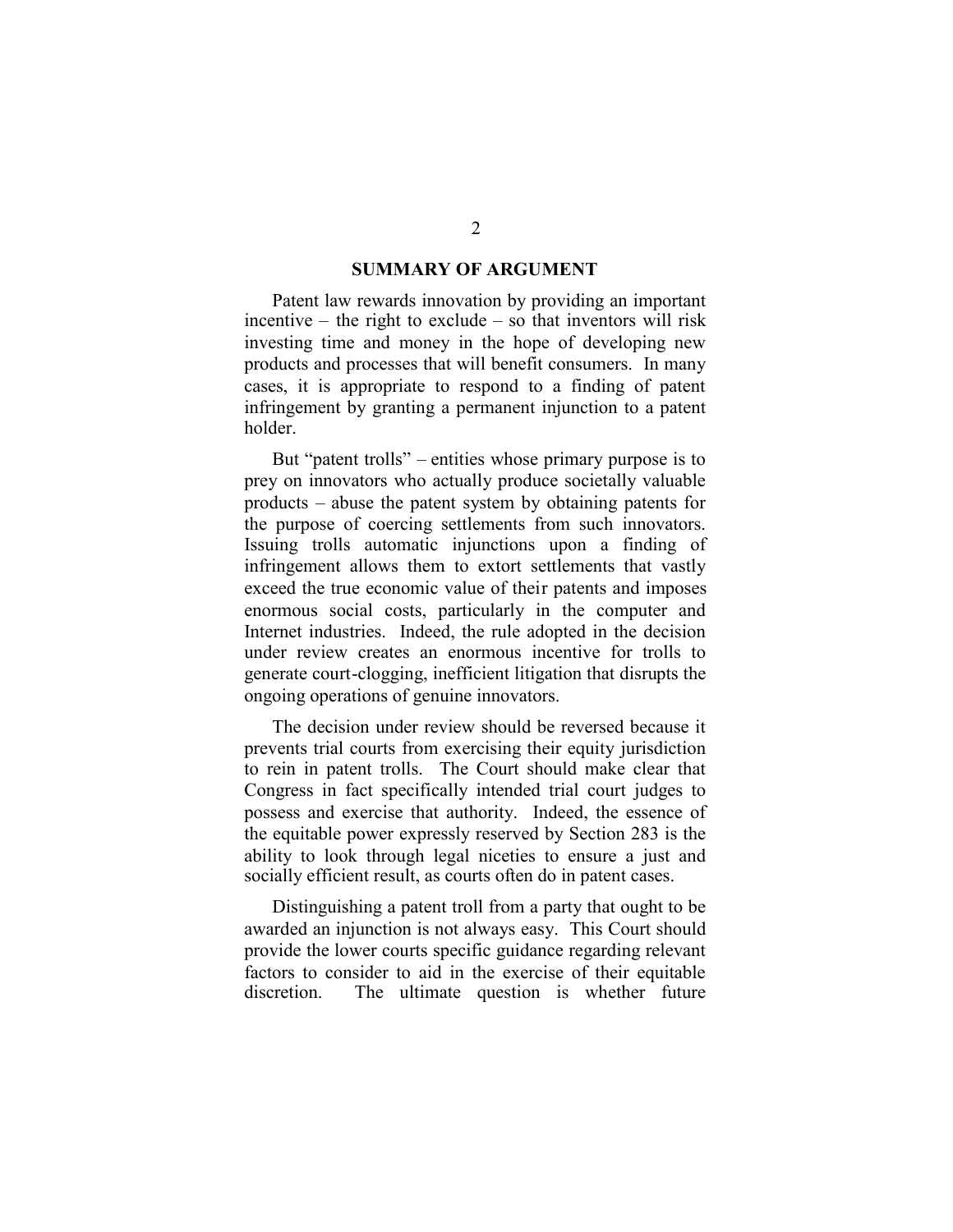## SUMMARY OF ARGUMENT

Patent law rewards innovation by providing an important incentive – the right to exclude – so that inventors will risk investing time and money in the hope of developing new products and processes that will benefit consumers. In many cases, it is appropriate to respond to a finding of patent infringement by granting a permanent injunction to a patent holder.

But "patent trolls" – entities whose primary purpose is to prey on innovators who actually produce societally valuable products – abuse the patent system by obtaining patents for the purpose of coercing settlements from such innovators. Issuing trolls automatic injunctions upon a finding of infringement allows them to extort settlements that vastly exceed the true economic value of their patents and imposes enormous social costs, particularly in the computer and Internet industries. Indeed, the rule adopted in the decision under review creates an enormous incentive for trolls to generate court-clogging, inefficient litigation that disrupts the ongoing operations of genuine innovators.

The decision under review should be reversed because it prevents trial courts from exercising their equity jurisdiction to rein in patent trolls. The Court should make clear that Congress in fact specifically intended trial court judges to possess and exercise that authority. Indeed, the essence of the equitable power expressly reserved by Section 283 is the ability to look through legal niceties to ensure a just and socially efficient result, as courts often do in patent cases.

Distinguishing a patent troll from a party that ought to be awarded an injunction is not always easy. This Court should provide the lower courts specific guidance regarding relevant factors to consider to aid in the exercise of their equitable discretion. The ultimate question is whether future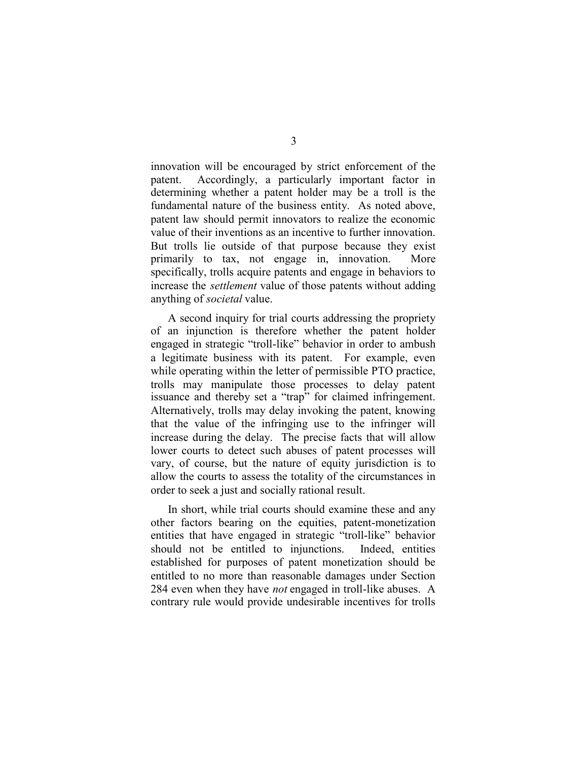innovation will be encouraged by strict enforcement of the patent. Accordingly, a particularly important factor in determining whether a patent holder may be a troll is the fundamental nature of the business entity. As noted above, patent law should permit innovators to realize the economic value of their inventions as an incentive to further innovation. But trolls lie outside of that purpose because they exist primarily to tax, not engage in, innovation. More specifically, trolls acquire patents and engage in behaviors to increase the *settlement* value of those patents without adding anything of *societal* value.

A second inquiry for trial courts addressing the propriety of an injunction is therefore whether the patent holder engaged in strategic "troll-like" behavior in order to ambush a legitimate business with its patent. For example, even while operating within the letter of permissible PTO practice, trolls may manipulate those processes to delay patent issuance and thereby set a "trap" for claimed infringement. Alternatively, trolls may delay invoking the patent, knowing that the value of the infringing use to the infringer will increase during the delay. The precise facts that will allow lower courts to detect such abuses of patent processes will vary, of course, but the nature of equity jurisdiction is to allow the courts to assess the totality of the circumstances in order to seek a just and socially rational result.

In short, while trial courts should examine these and any other factors bearing on the equities, patent-monetization entities that have engaged in strategic "troll-like" behavior should not be entitled to injunctions. Indeed, entities established for purposes of patent monetization should be entitled to no more than reasonable damages under Section 284 even when they have *not* engaged in troll-like abuses. A contrary rule would provide undesirable incentives for trolls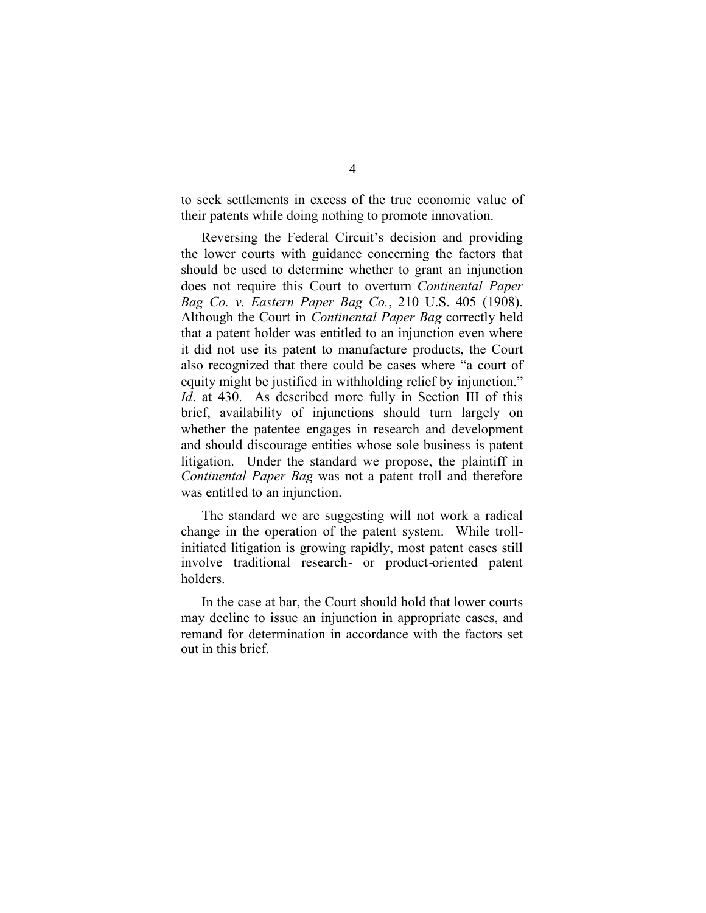to seek settlements in excess of the true economic value of their patents while doing nothing to promote innovation.

Reversing the Federal Circuit's decision and providing the lower courts with guidance concerning the factors that should be used to determine whether to grant an injunction does not require this Court to overturn *Continental Paper Bag Co. v. Eastern Paper Bag Co.*, 210 U.S. 405 (1908). Although the Court in *Continental Paper Bag* correctly held that a patent holder was entitled to an injunction even where it did not use its patent to manufacture products, the Court also recognized that there could be cases where "a court of equity might be justified in withholding relief by injunction." *Id*. at 430. As described more fully in Section III of this brief, availability of injunctions should turn largely on whether the patentee engages in research and development and should discourage entities whose sole business is patent litigation. Under the standard we propose, the plaintiff in *Continental Paper Bag* was not a patent troll and therefore was entitled to an injunction.

The standard we are suggesting will not work a radical change in the operation of the patent system. While troll-initiated litigation is growing rapidly, most patent cases still involve traditional research- or product-oriented patent holders.

In the case at bar, the Court should hold that lower courts may decline to issue an injunction in appropriate cases, and remand for determination in accordance with the factors set out in this brief.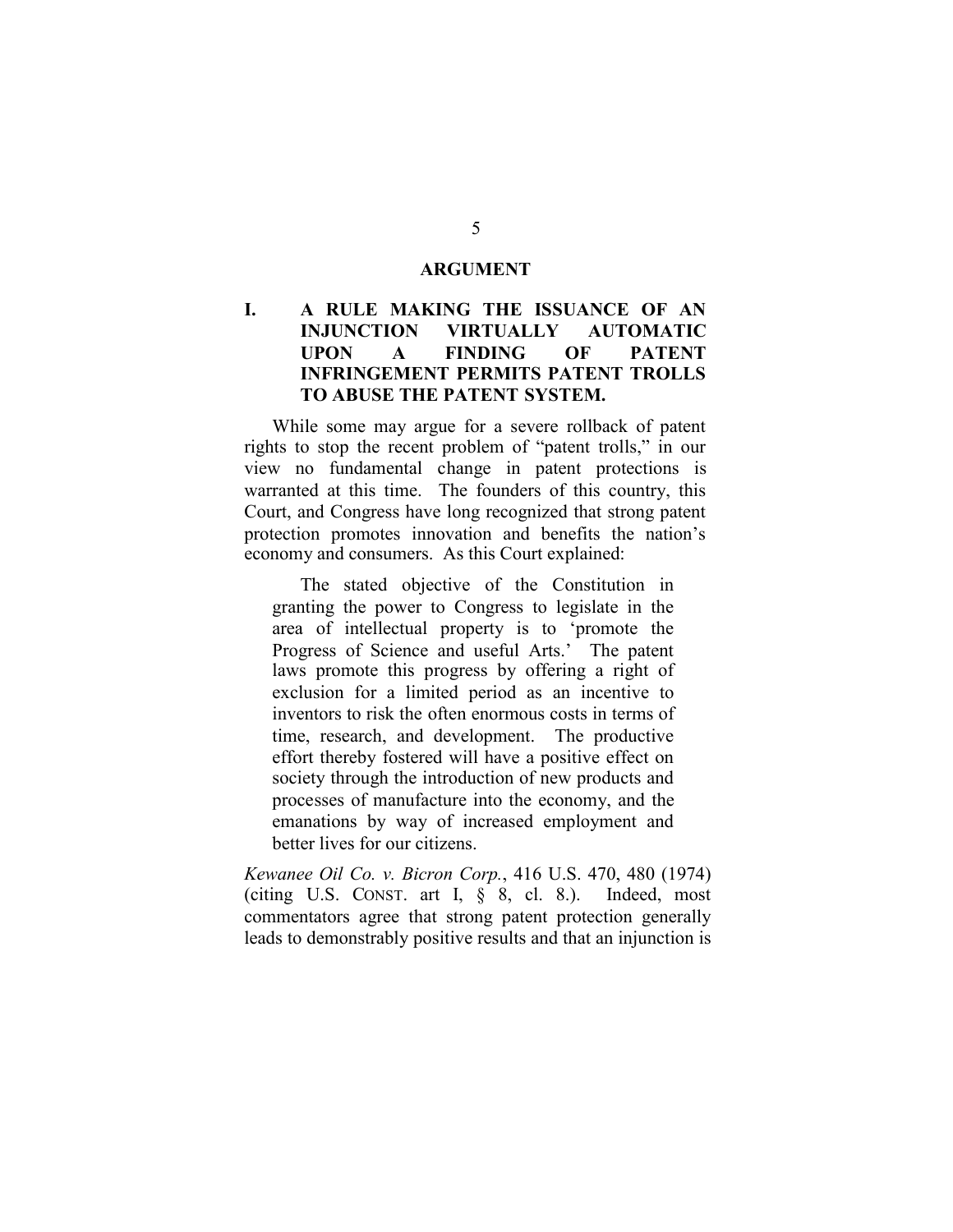## ARGUMENT

### I. A RULE MAKING THE ISSUANCE OF AN INJUNCTION VIRTUALLY AUTOMATIC UPON A FINDING OF PATENT INFRINGEMENT PERMITS PATENT TROLLS TO ABUSE THE PATENT SYSTEM.

While some may argue for a severe rollback of patent rights to stop the recent problem of "patent trolls," in our view no fundamental change in patent protections is warranted at this time. The founders of this country, this Court, and Congress have long recognized that strong patent protection promotes innovation and benefits the nation's economy and consumers. As this Court explained:

> The stated objective of the Constitution in granting the power to Congress to legislate in the area of intellectual property is to 'promote the Progress of Science and useful Arts.' The patent laws promote this progress by offering a right of exclusion for a limited period as an incentive to inventors to risk the often enormous costs in terms of time, research, and development. The productive effort thereby fostered will have a positive effect on society through the introduction of new products and processes of manufacture into the economy, and the emanations by way of increased employment and better lives for our citizens.

*Kewanee Oil Co. v. Bicron Corp.*, 416 U.S. 470, 480 (1974) (citing U.S. CONST. art I, § 8, cl. 8.). Indeed, most commentators agree that strong patent protection generally leads to demonstrably positive results and that an injunction is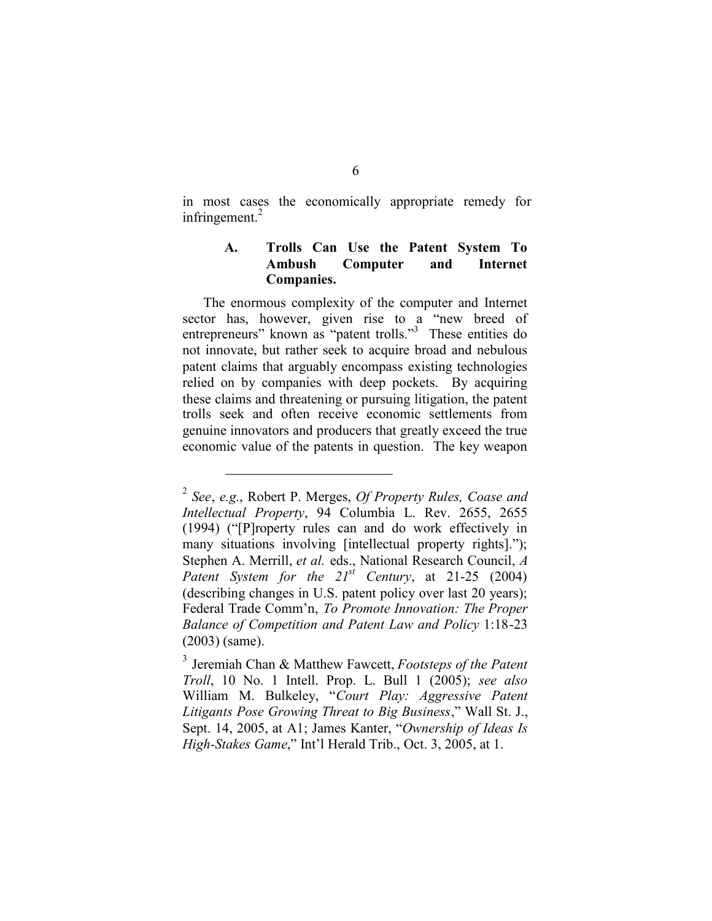in most cases the economically appropriate remedy for infringement.[2]

### A. Trolls Can Use the Patent System To Ambush Computer and Internet Companies.

The enormous complexity of the computer and Internet sector has, however, given rise to a "new breed of entrepreneurs" known as "patent trolls."[3] These entities do not innovate, but rather seek to acquire broad and nebulous patent claims that arguably encompass existing technologies relied on by companies with deep pockets. By acquiring these claims and threatening or pursuing litigation, the patent trolls seek and often receive economic settlements from genuine innovators and producers that greatly exceed the true economic value of the patents in question. The key weapon

---

[2] *See*, *e.g.*, Robert P. Merges, *Of Property Rules, Coase and Intellectual Property*, 94 Columbia L. Rev. 2655, 2655 (1994) ("[P]roperty rules can and do work effectively in many situations involving [intellectual property rights]."); Stephen A. Merrill, *et al.* eds., National Research Council, *A Patent System for the 21st Century*, at 21-25 (2004) (describing changes in U.S. patent policy over last 20 years); Federal Trade Comm'n, *To Promote Innovation: The Proper Balance of Competition and Patent Law and Policy* 1:18-23 (2003) (same).

[3] Jeremiah Chan & Matthew Fawcett, *Footsteps of the Patent Troll*, 10 No. 1 Intell. Prop. L. Bull 1 (2005); *see also* William M. Bulkeley, "*Court Play: Aggressive Patent Litigants Pose Growing Threat to Big Business*," Wall St. J., Sept. 14, 2005, at A1; James Kanter, "*Ownership of Ideas Is High-Stakes Game*," Int'l Herald Trib., Oct. 3, 2005, at 1.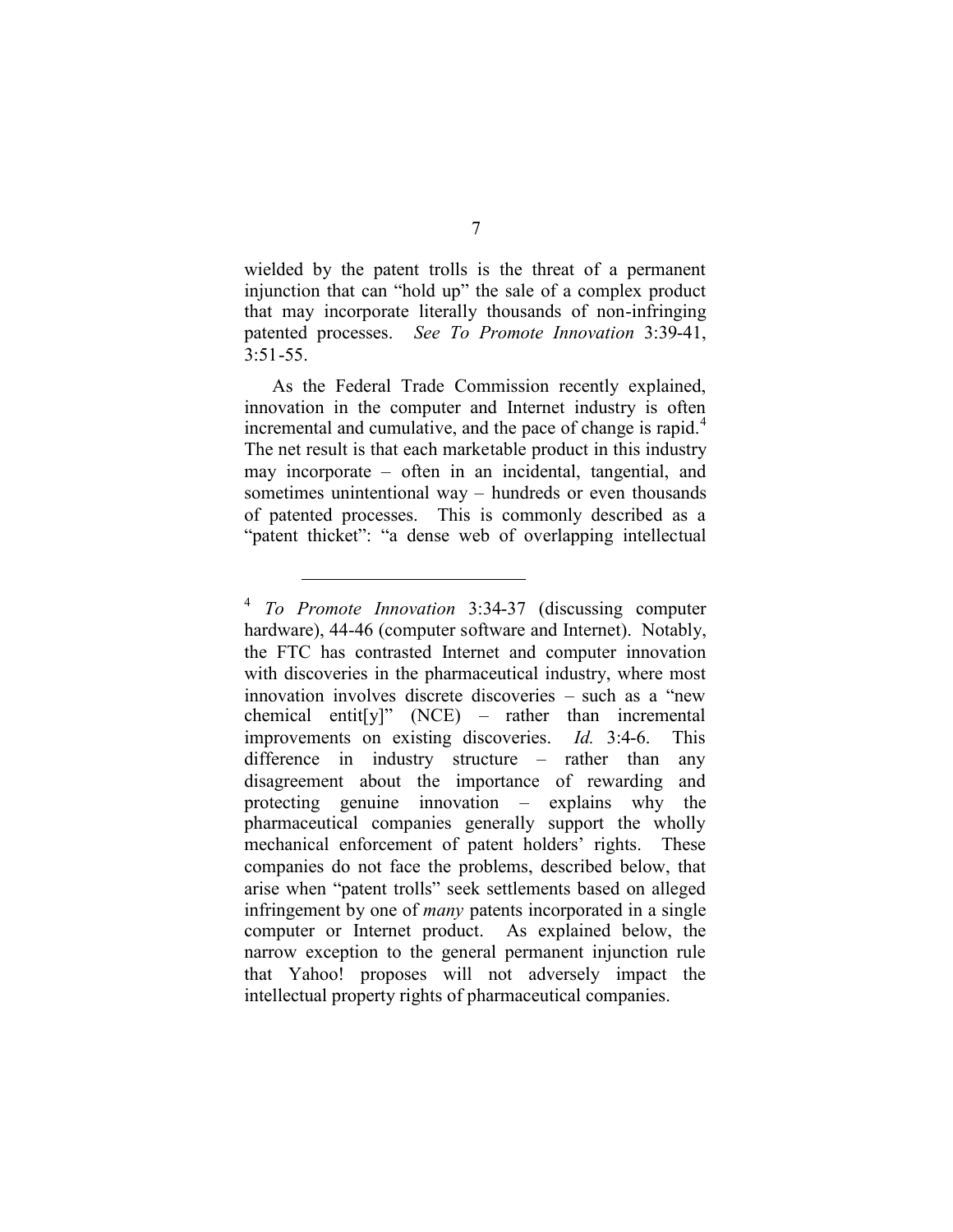wielded by the patent trolls is the threat of a permanent injunction that can "hold up" the sale of a complex product that may incorporate literally thousands of non-infringing patented processes. *See To Promote Innovation* 3:39-41, 3:51-55.

As the Federal Trade Commission recently explained, innovation in the computer and Internet industry is often incremental and cumulative, and the pace of change is rapid.[4] The net result is that each marketable product in this industry may incorporate – often in an incidental, tangential, and sometimes unintentional way – hundreds or even thousands of patented processes. This is commonly described as a "patent thicket": "a dense web of overlapping intellectual

---

[4] *To Promote Innovation* 3:34-37 (discussing computer hardware), 44-46 (computer software and Internet). Notably, the FTC has contrasted Internet and computer innovation with discoveries in the pharmaceutical industry, where most innovation involves discrete discoveries – such as a "new chemical entit[y]" (NCE) – rather than incremental improvements on existing discoveries. *Id.* 3:4-6. This difference in industry structure – rather than any disagreement about the importance of rewarding and protecting genuine innovation – explains why the pharmaceutical companies generally support the wholly mechanical enforcement of patent holders' rights. These companies do not face the problems, described below, that arise when "patent trolls" seek settlements based on alleged infringement by one of *many* patents incorporated in a single computer or Internet product. As explained below, the narrow exception to the general permanent injunction rule that Yahoo! proposes will not adversely impact the intellectual property rights of pharmaceutical companies.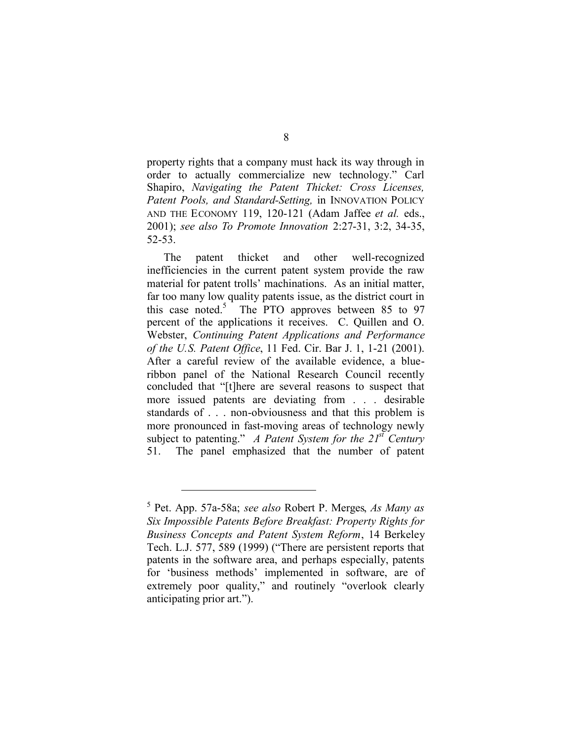property rights that a company must hack its way through in order to actually commercialize new technology." Carl Shapiro, *Navigating the Patent Thicket: Cross Licenses, Patent Pools, and Standard-Setting,* in INNOVATION POLICY AND THE ECONOMY 119, 120-121 (Adam Jaffee *et al.* eds., 2001); *see also To Promote Innovation* 2:27-31, 3:2, 34-35, 52-53.

The patent thicket and other well-recognized inefficiencies in the current patent system provide the raw material for patent trolls' machinations. As an initial matter, far too many low quality patents issue, as the district court in this case noted.[5] The PTO approves between 85 to 97 percent of the applications it receives. C. Quillen and O. Webster, *Continuing Patent Applications and Performance of the U.S. Patent Office*, 11 Fed. Cir. Bar J. 1, 1-21 (2001). After a careful review of the available evidence, a blue-ribbon panel of the National Research Council recently concluded that "[t]here are several reasons to suspect that more issued patents are deviating from . . . desirable standards of . . . non-obviousness and that this problem is more pronounced in fast-moving areas of technology newly subject to patenting." *A Patent System for the 21st Century* 51. The panel emphasized that the number of patent

---

[5] Pet. App. 57a-58a; *see also* Robert P. Merges, *As Many as Six Impossible Patents Before Breakfast: Property Rights for Business Concepts and Patent System Reform*, 14 Berkeley Tech. L.J. 577, 589 (1999) ("There are persistent reports that patents in the software area, and perhaps especially, patents for 'business methods' implemented in software, are of extremely poor quality," and routinely "overlook clearly anticipating prior art.").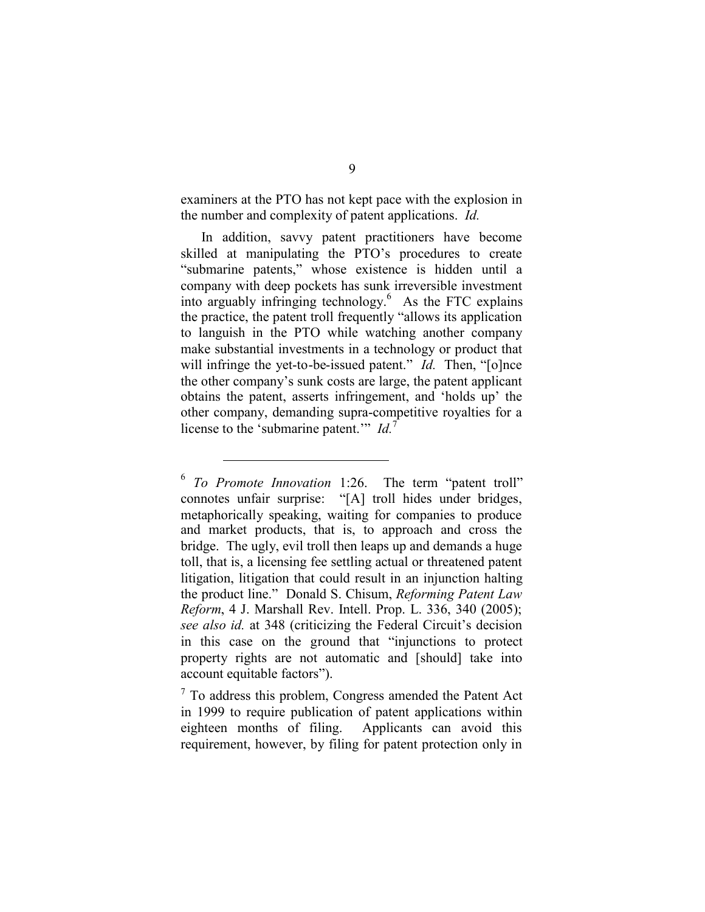examiners at the PTO has not kept pace with the explosion in the number and complexity of patent applications. *Id.*

In addition, savvy patent practitioners have become skilled at manipulating the PTO's procedures to create "submarine patents," whose existence is hidden until a company with deep pockets has sunk irreversible investment into arguably infringing technology.[6] As the FTC explains the practice, the patent troll frequently "allows its application to languish in the PTO while watching another company make substantial investments in a technology or product that will infringe the yet-to-be-issued patent." *Id.* Then, "[o]nce the other company's sunk costs are large, the patent applicant obtains the patent, asserts infringement, and 'holds up' the other company, demanding supra-competitive royalties for a license to the 'submarine patent.'" *Id.*[7]

---

[6] *To Promote Innovation* 1:26. The term "patent troll" connotes unfair surprise: "[A] troll hides under bridges, metaphorically speaking, waiting for companies to produce and market products, that is, to approach and cross the bridge. The ugly, evil troll then leaps up and demands a huge toll, that is, a licensing fee settling actual or threatened patent litigation, litigation that could result in an injunction halting the product line." Donald S. Chisum, *Reforming Patent Law Reform*, 4 J. Marshall Rev. Intell. Prop. L. 336, 340 (2005); *see also id.* at 348 (criticizing the Federal Circuit's decision in this case on the ground that "injunctions to protect property rights are not automatic and [should] take into account equitable factors").

[7] To address this problem, Congress amended the Patent Act in 1999 to require publication of patent applications within eighteen months of filing. Applicants can avoid this requirement, however, by filing for patent protection only in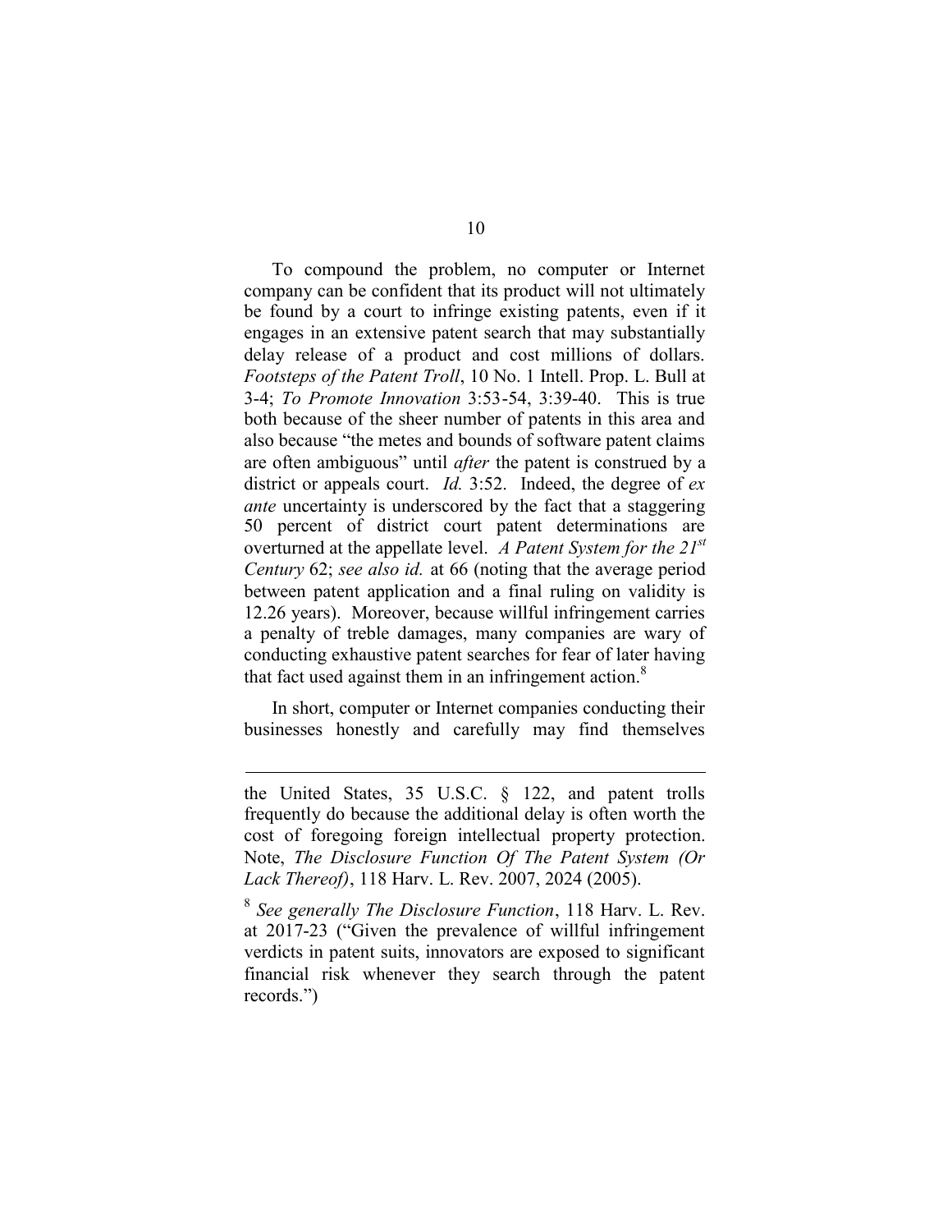To compound the problem, no computer or Internet company can be confident that its product will not ultimately be found by a court to infringe existing patents, even if it engages in an extensive patent search that may substantially delay release of a product and cost millions of dollars. *Footsteps of the Patent Troll*, 10 No. 1 Intell. Prop. L. Bull at 3-4; *To Promote Innovation* 3:53-54, 3:39-40. This is true both because of the sheer number of patents in this area and also because "the metes and bounds of software patent claims are often ambiguous" until *after* the patent is construed by a district or appeals court. *Id.* 3:52. Indeed, the degree of *ex ante* uncertainty is underscored by the fact that a staggering 50 percent of district court patent determinations are overturned at the appellate level. *A Patent System for the 21st Century* 62; *see also id.* at 66 (noting that the average period between patent application and a final ruling on validity is 12.26 years). Moreover, because willful infringement carries a penalty of treble damages, many companies are wary of conducting exhaustive patent searches for fear of later having that fact used against them in an infringement action.[8]

In short, computer or Internet companies conducting their businesses honestly and carefully may find themselves

---

the United States, 35 U.S.C. § 122, and patent trolls frequently do because the additional delay is often worth the cost of foregoing foreign intellectual property protection. Note, *The Disclosure Function Of The Patent System (Or Lack Thereof)*, 118 Harv. L. Rev. 2007, 2024 (2005).

[8] *See generally The Disclosure Function*, 118 Harv. L. Rev. at 2017-23 ("Given the prevalence of willful infringement verdicts in patent suits, innovators are exposed to significant financial risk whenever they search through the patent records.")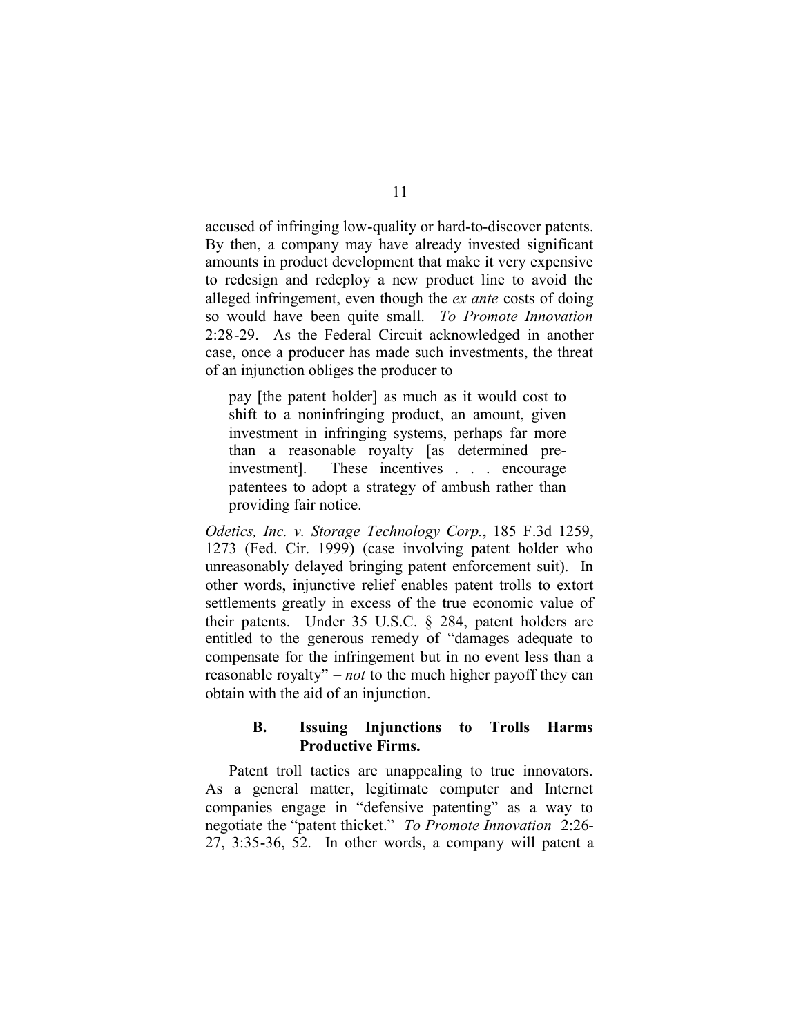accused of infringing low-quality or hard-to-discover patents. By then, a company may have already invested significant amounts in product development that make it very expensive to redesign and redeploy a new product line to avoid the alleged infringement, even though the *ex ante* costs of doing so would have been quite small. *To Promote Innovation* 2:28-29. As the Federal Circuit acknowledged in another case, once a producer has made such investments, the threat of an injunction obliges the producer to

> pay [the patent holder] as much as it would cost to shift to a noninfringing product, an amount, given investment in infringing systems, perhaps far more than a reasonable royalty [as determined pre-investment]. These incentives . . . encourage patentees to adopt a strategy of ambush rather than providing fair notice.

*Odetics, Inc. v. Storage Technology Corp.*, 185 F.3d 1259, 1273 (Fed. Cir. 1999) (case involving patent holder who unreasonably delayed bringing patent enforcement suit). In other words, injunctive relief enables patent trolls to extort settlements greatly in excess of the true economic value of their patents. Under 35 U.S.C. § 284, patent holders are entitled to the generous remedy of "damages adequate to compensate for the infringement but in no event less than a reasonable royalty" – *not* to the much higher payoff they can obtain with the aid of an injunction.

### B. Issuing Injunctions to Trolls Harms Productive Firms.

Patent troll tactics are unappealing to true innovators. As a general matter, legitimate computer and Internet companies engage in "defensive patenting" as a way to negotiate the "patent thicket." *To Promote Innovation* 2:26-27, 3:35-36, 52. In other words, a company will patent a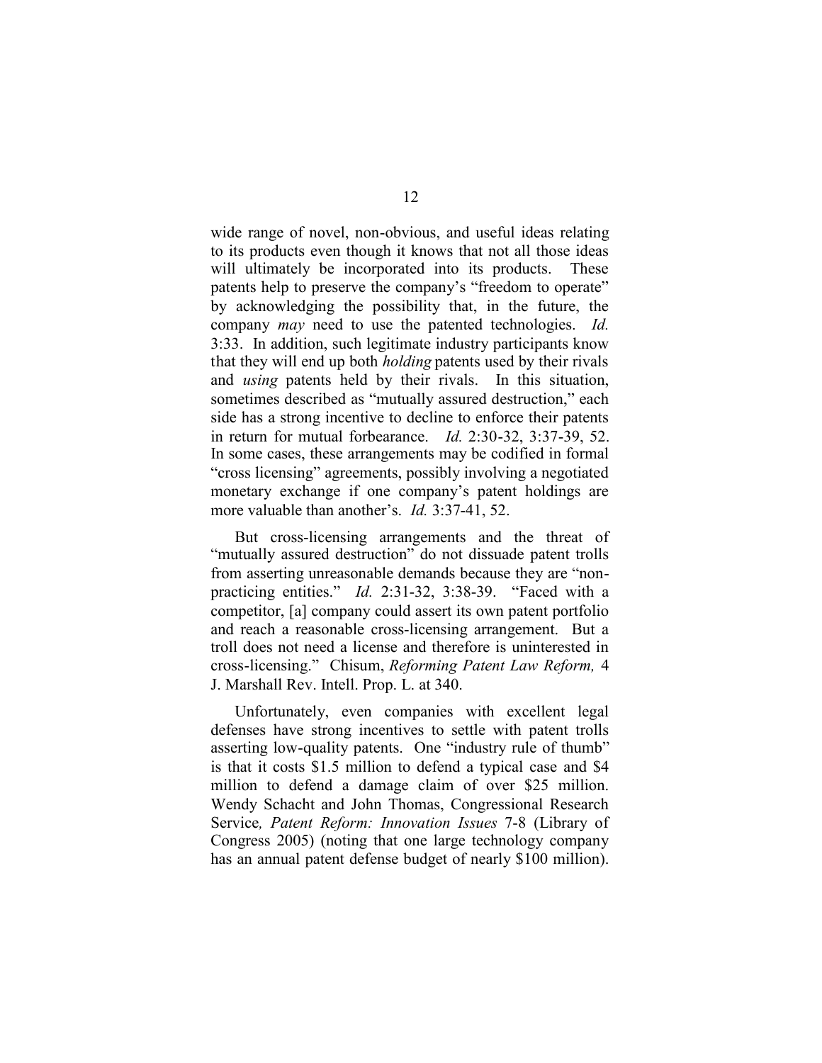wide range of novel, non-obvious, and useful ideas relating to its products even though it knows that not all those ideas will ultimately be incorporated into its products. These patents help to preserve the company's "freedom to operate" by acknowledging the possibility that, in the future, the company *may* need to use the patented technologies. *Id.* 3:33. In addition, such legitimate industry participants know that they will end up both *holding* patents used by their rivals and *using* patents held by their rivals. In this situation, sometimes described as "mutually assured destruction," each side has a strong incentive to decline to enforce their patents in return for mutual forbearance. *Id.* 2:30-32, 3:37-39, 52. In some cases, these arrangements may be codified in formal "cross licensing" agreements, possibly involving a negotiated monetary exchange if one company's patent holdings are more valuable than another's. *Id.* 3:37-41, 52.

But cross-licensing arrangements and the threat of "mutually assured destruction" do not dissuade patent trolls from asserting unreasonable demands because they are "non-practicing entities." *Id.* 2:31-32, 3:38-39. "Faced with a competitor, [a] company could assert its own patent portfolio and reach a reasonable cross-licensing arrangement. But a troll does not need a license and therefore is uninterested in cross-licensing." Chisum, *Reforming Patent Law Reform,* 4 J. Marshall Rev. Intell. Prop. L. at 340.

Unfortunately, even companies with excellent legal defenses have strong incentives to settle with patent trolls asserting low-quality patents. One "industry rule of thumb" is that it costs \$1.5 million to defend a typical case and \$4 million to defend a damage claim of over \$25 million. Wendy Schacht and John Thomas, Congressional Research Service*, Patent Reform: Innovation Issues* 7-8 (Library of Congress 2005) (noting that one large technology company has an annual patent defense budget of nearly \$100 million).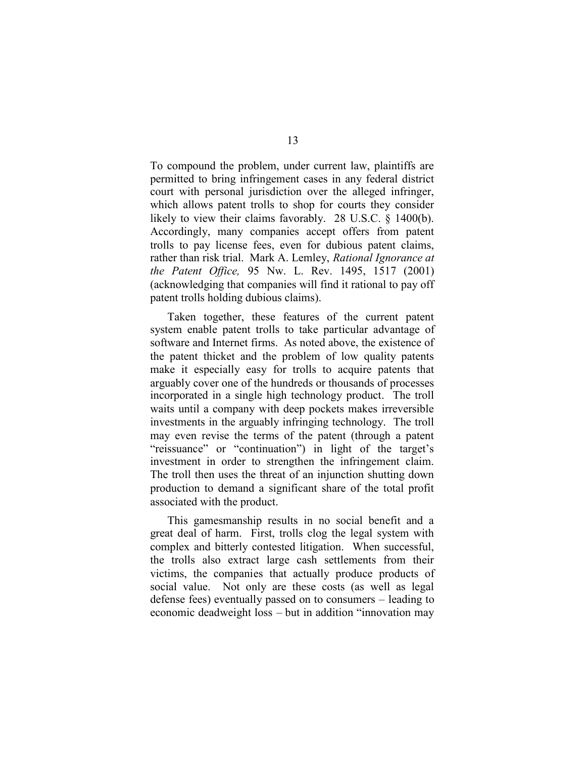To compound the problem, under current law, plaintiffs are permitted to bring infringement cases in any federal district court with personal jurisdiction over the alleged infringer, which allows patent trolls to shop for courts they consider likely to view their claims favorably. 28 U.S.C. § 1400(b). Accordingly, many companies accept offers from patent trolls to pay license fees, even for dubious patent claims, rather than risk trial. Mark A. Lemley, *Rational Ignorance at the Patent Office,* 95 Nw. L. Rev. 1495, 1517 (2001) (acknowledging that companies will find it rational to pay off patent trolls holding dubious claims).

Taken together, these features of the current patent system enable patent trolls to take particular advantage of software and Internet firms. As noted above, the existence of the patent thicket and the problem of low quality patents make it especially easy for trolls to acquire patents that arguably cover one of the hundreds or thousands of processes incorporated in a single high technology product. The troll waits until a company with deep pockets makes irreversible investments in the arguably infringing technology. The troll may even revise the terms of the patent (through a patent "reissuance" or "continuation") in light of the target's investment in order to strengthen the infringement claim. The troll then uses the threat of an injunction shutting down production to demand a significant share of the total profit associated with the product.

This gamesmanship results in no social benefit and a great deal of harm. First, trolls clog the legal system with complex and bitterly contested litigation. When successful, the trolls also extract large cash settlements from their victims, the companies that actually produce products of social value. Not only are these costs (as well as legal defense fees) eventually passed on to consumers – leading to economic deadweight loss – but in addition "innovation may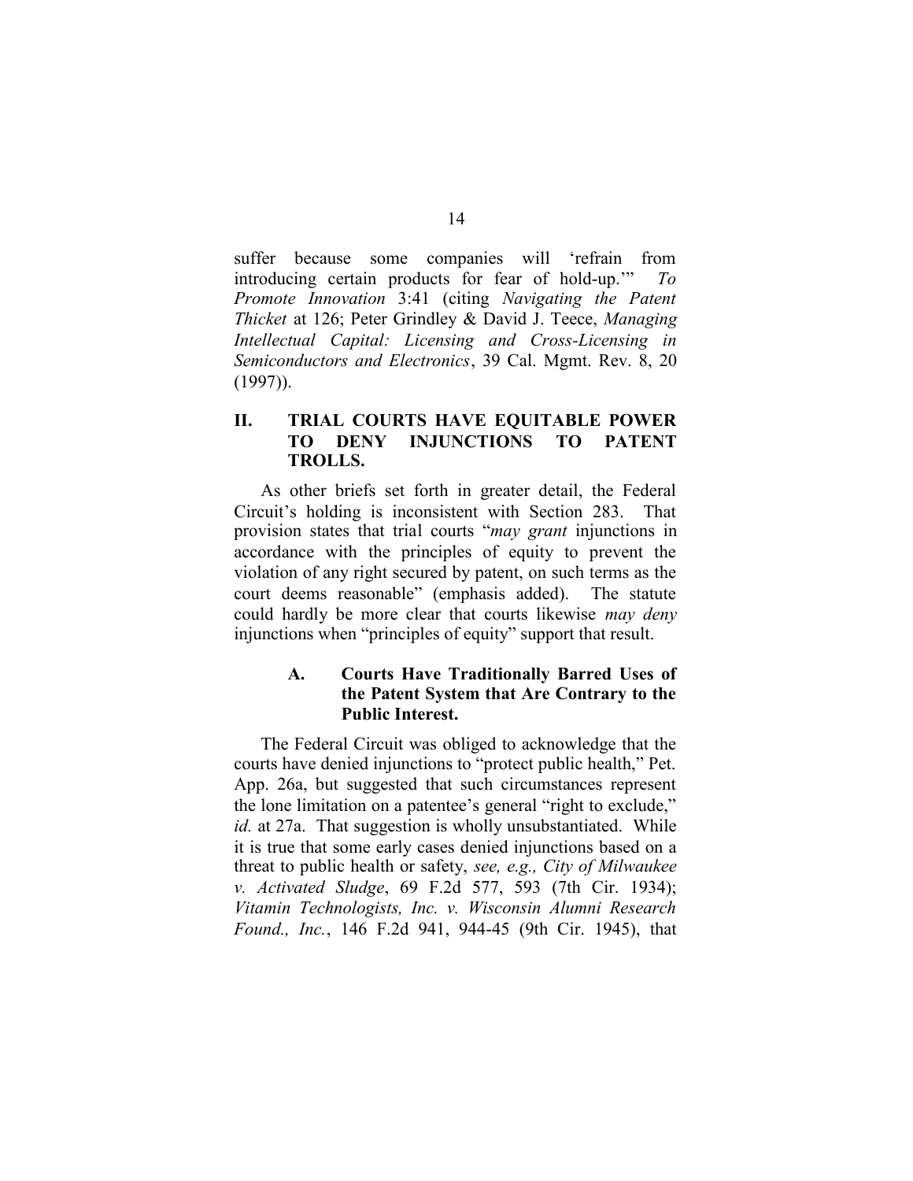suffer because some companies will 'refrain from introducing certain products for fear of hold-up.'" *To Promote Innovation* 3:41 (citing *Navigating the Patent Thicket* at 126; Peter Grindley & David J. Teece, *Managing Intellectual Capital: Licensing and Cross-Licensing in Semiconductors and Electronics*, 39 Cal. Mgmt. Rev. 8, 20 (1997)).

## II. TRIAL COURTS HAVE EQUITABLE POWER TO DENY INJUNCTIONS TO PATENT TROLLS.

As other briefs set forth in greater detail, the Federal Circuit's holding is inconsistent with Section 283. That provision states that trial courts "*may grant* injunctions in accordance with the principles of equity to prevent the violation of any right secured by patent, on such terms as the court deems reasonable" (emphasis added). The statute could hardly be more clear that courts likewise *may deny* injunctions when "principles of equity" support that result.

### A. Courts Have Traditionally Barred Uses of the Patent System that Are Contrary to the Public Interest.

The Federal Circuit was obliged to acknowledge that the courts have denied injunctions to "protect public health," Pet. App. 26a, but suggested that such circumstances represent the lone limitation on a patentee's general "right to exclude," *id.* at 27a. That suggestion is wholly unsubstantiated. While it is true that some early cases denied injunctions based on a threat to public health or safety, *see, e.g., City of Milwaukee v. Activated Sludge*, 69 F.2d 577, 593 (7th Cir. 1934); *Vitamin Technologists, Inc. v. Wisconsin Alumni Research Found., Inc.*, 146 F.2d 941, 944-45 (9th Cir. 1945), that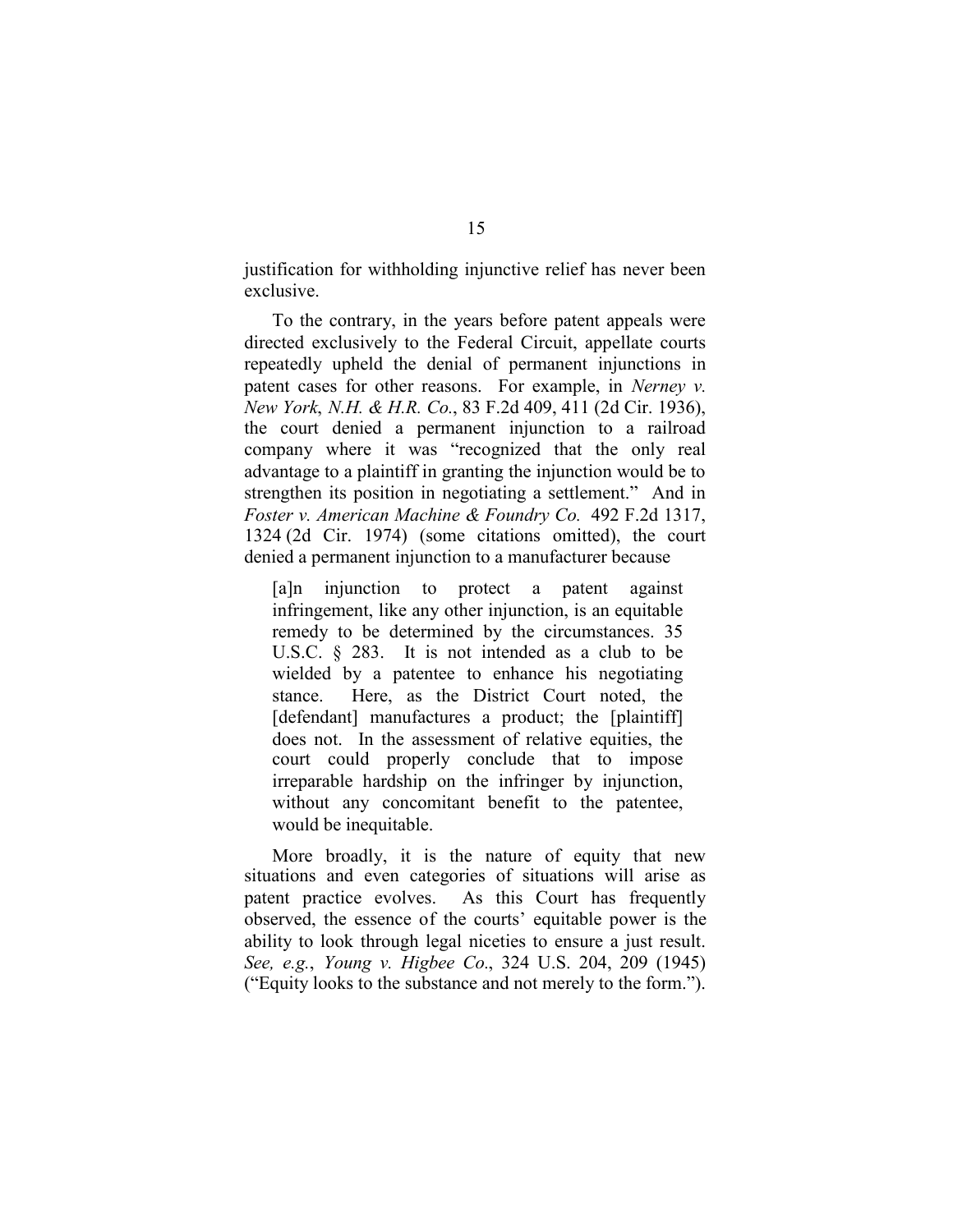justification for withholding injunctive relief has never been exclusive.

To the contrary, in the years before patent appeals were directed exclusively to the Federal Circuit, appellate courts repeatedly upheld the denial of permanent injunctions in patent cases for other reasons. For example, in *Nerney v. New York*, *N.H. & H.R. Co.*, 83 F.2d 409, 411 (2d Cir. 1936), the court denied a permanent injunction to a railroad company where it was "recognized that the only real advantage to a plaintiff in granting the injunction would be to strengthen its position in negotiating a settlement." And in *Foster v. American Machine & Foundry Co.* 492 F.2d 1317, 1324 (2d Cir. 1974) (some citations omitted), the court denied a permanent injunction to a manufacturer because

> [a]n injunction to protect a patent against infringement, like any other injunction, is an equitable remedy to be determined by the circumstances. 35 U.S.C. § 283. It is not intended as a club to be wielded by a patentee to enhance his negotiating stance. Here, as the District Court noted, the [defendant] manufactures a product; the [plaintiff] does not. In the assessment of relative equities, the court could properly conclude that to impose irreparable hardship on the infringer by injunction, without any concomitant benefit to the patentee, would be inequitable.

More broadly, it is the nature of equity that new situations and even categories of situations will arise as patent practice evolves. As this Court has frequently observed, the essence of the courts' equitable power is the ability to look through legal niceties to ensure a just result. *See, e.g.*, *Young v. Higbee Co.*, 324 U.S. 204, 209 (1945) ("Equity looks to the substance and not merely to the form.").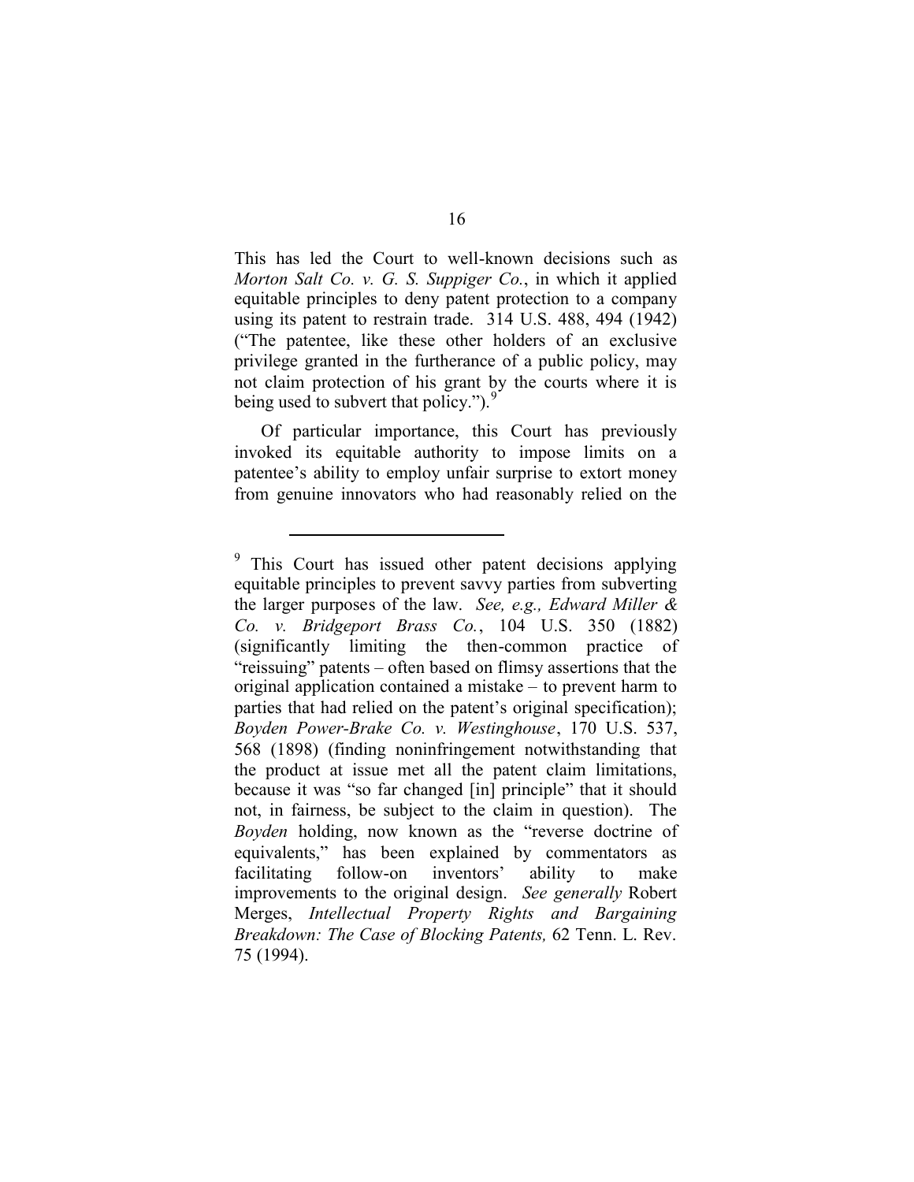This has led the Court to well-known decisions such as *Morton Salt Co. v. G. S. Suppiger Co.*, in which it applied equitable principles to deny patent protection to a company using its patent to restrain trade. 314 U.S. 488, 494 (1942) ("The patentee, like these other holders of an exclusive privilege granted in the furtherance of a public policy, may not claim protection of his grant by the courts where it is being used to subvert that policy.").[9]

Of particular importance, this Court has previously invoked its equitable authority to impose limits on a patentee's ability to employ unfair surprise to extort money from genuine innovators who had reasonably relied on the

---

[9] This Court has issued other patent decisions applying equitable principles to prevent savvy parties from subverting the larger purposes of the law. *See, e.g., Edward Miller & Co. v. Bridgeport Brass Co.*, 104 U.S. 350 (1882) (significantly limiting the then-common practice of "reissuing" patents – often based on flimsy assertions that the original application contained a mistake – to prevent harm to parties that had relied on the patent's original specification); *Boyden Power-Brake Co. v. Westinghouse*, 170 U.S. 537, 568 (1898) (finding noninfringement notwithstanding that the product at issue met all the patent claim limitations, because it was "so far changed [in] principle" that it should not, in fairness, be subject to the claim in question). The *Boyden* holding, now known as the "reverse doctrine of equivalents," has been explained by commentators as facilitating follow-on inventors' ability to make improvements to the original design. *See generally* Robert Merges, *Intellectual Property Rights and Bargaining Breakdown: The Case of Blocking Patents,* 62 Tenn. L. Rev. 75 (1994).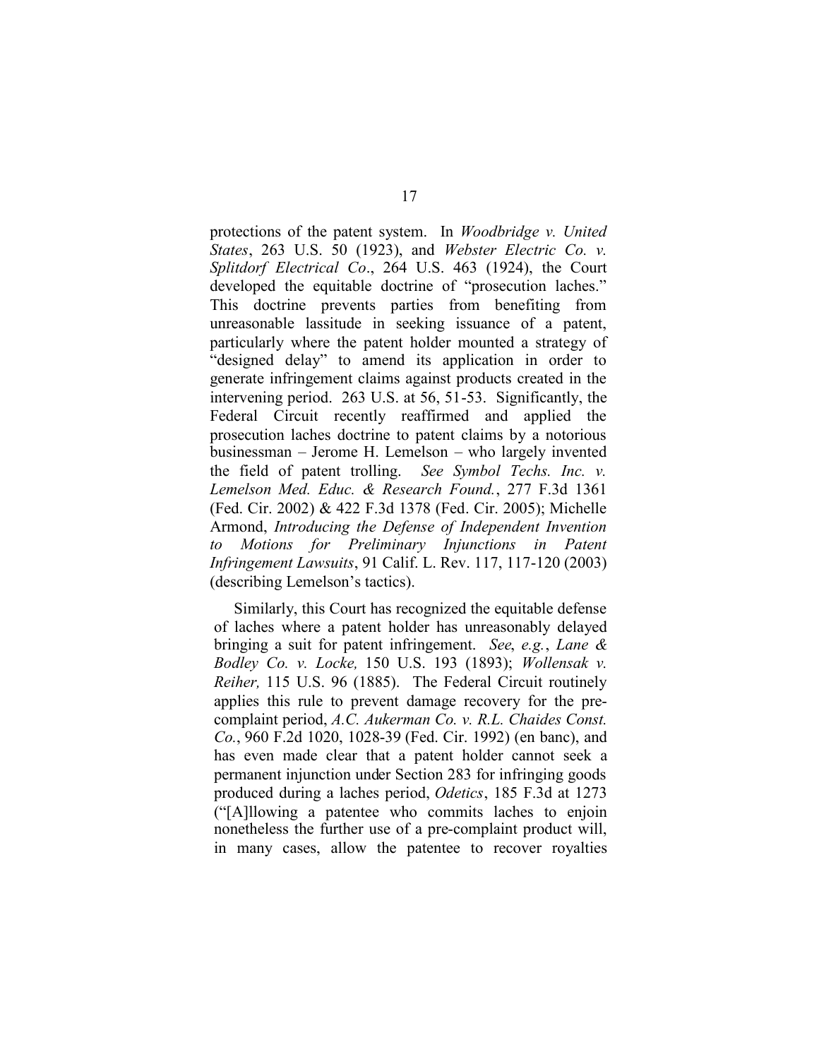protections of the patent system. In *Woodbridge v. United States*, 263 U.S. 50 (1923), and *Webster Electric Co. v. Splitdorf Electrical Co*., 264 U.S. 463 (1924), the Court developed the equitable doctrine of "prosecution laches." This doctrine prevents parties from benefiting from unreasonable lassitude in seeking issuance of a patent, particularly where the patent holder mounted a strategy of "designed delay" to amend its application in order to generate infringement claims against products created in the intervening period. 263 U.S. at 56, 51-53. Significantly, the Federal Circuit recently reaffirmed and applied the prosecution laches doctrine to patent claims by a notorious businessman – Jerome H. Lemelson – who largely invented the field of patent trolling. *See Symbol Techs. Inc. v. Lemelson Med. Educ. & Research Found.*, 277 F.3d 1361 (Fed. Cir. 2002) & 422 F.3d 1378 (Fed. Cir. 2005); Michelle Armond, *Introducing the Defense of Independent Invention to Motions for Preliminary Injunctions in Patent Infringement Lawsuits*, 91 Calif. L. Rev. 117, 117-120 (2003) (describing Lemelson's tactics).

Similarly, this Court has recognized the equitable defense of laches where a patent holder has unreasonably delayed bringing a suit for patent infringement. *See*, *e.g.*, *Lane & Bodley Co. v. Locke,* 150 U.S. 193 (1893); *Wollensak v. Reiher,* 115 U.S. 96 (1885). The Federal Circuit routinely applies this rule to prevent damage recovery for the pre-complaint period, *A.C. Aukerman Co. v. R.L. Chaides Const. Co.*, 960 F.2d 1020, 1028-39 (Fed. Cir. 1992) (en banc), and has even made clear that a patent holder cannot seek a permanent injunction under Section 283 for infringing goods produced during a laches period, *Odetics*, 185 F.3d at 1273 ("[A]llowing a patentee who commits laches to enjoin nonetheless the further use of a pre-complaint product will, in many cases, allow the patentee to recover royalties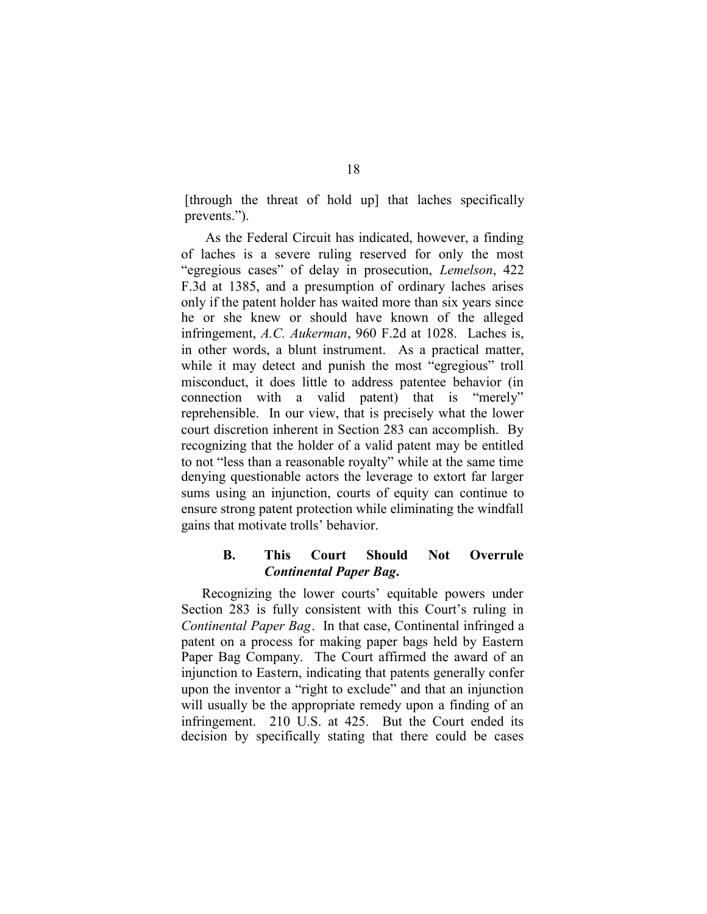[through the threat of hold up] that laches specifically prevents.").

As the Federal Circuit has indicated, however, a finding of laches is a severe ruling reserved for only the most "egregious cases" of delay in prosecution, *Lemelson*, 422 F.3d at 1385, and a presumption of ordinary laches arises only if the patent holder has waited more than six years since he or she knew or should have known of the alleged infringement, *A.C. Aukerman*, 960 F.2d at 1028. Laches is, in other words, a blunt instrument. As a practical matter, while it may detect and punish the most "egregious" troll misconduct, it does little to address patentee behavior (in connection with a valid patent) that is "merely" reprehensible. In our view, that is precisely what the lower court discretion inherent in Section 283 can accomplish. By recognizing that the holder of a valid patent may be entitled to not "less than a reasonable royalty" while at the same time denying questionable actors the leverage to extort far larger sums using an injunction, courts of equity can continue to ensure strong patent protection while eliminating the windfall gains that motivate trolls' behavior.

### B. This Court Should Not Overrule *Continental Paper Bag*.

Recognizing the lower courts' equitable powers under Section 283 is fully consistent with this Court's ruling in *Continental Paper Bag*. In that case, Continental infringed a patent on a process for making paper bags held by Eastern Paper Bag Company. The Court affirmed the award of an injunction to Eastern, indicating that patents generally confer upon the inventor a "right to exclude" and that an injunction will usually be the appropriate remedy upon a finding of an infringement. 210 U.S. at 425. But the Court ended its decision by specifically stating that there could be cases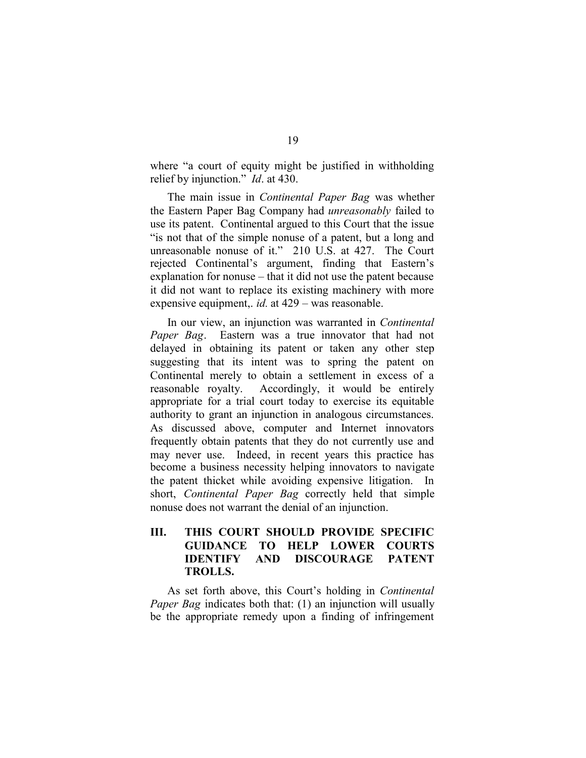where "a court of equity might be justified in withholding relief by injunction." *Id*. at 430.

The main issue in *Continental Paper Bag* was whether the Eastern Paper Bag Company had *unreasonably* failed to use its patent. Continental argued to this Court that the issue "is not that of the simple nonuse of a patent, but a long and unreasonable nonuse of it." 210 U.S. at 427. The Court rejected Continental's argument, finding that Eastern's explanation for nonuse – that it did not use the patent because it did not want to replace its existing machinery with more expensive equipment,. *id.* at 429 – was reasonable.

In our view, an injunction was warranted in *Continental Paper Bag*. Eastern was a true innovator that had not delayed in obtaining its patent or taken any other step suggesting that its intent was to spring the patent on Continental merely to obtain a settlement in excess of a reasonable royalty. Accordingly, it would be entirely appropriate for a trial court today to exercise its equitable authority to grant an injunction in analogous circumstances. As discussed above, computer and Internet innovators frequently obtain patents that they do not currently use and may never use. Indeed, in recent years this practice has become a business necessity helping innovators to navigate the patent thicket while avoiding expensive litigation. In short, *Continental Paper Bag* correctly held that simple nonuse does not warrant the denial of an injunction.

## III. THIS COURT SHOULD PROVIDE SPECIFIC GUIDANCE TO HELP LOWER COURTS IDENTIFY AND DISCOURAGE PATENT TROLLS.

As set forth above, this Court's holding in *Continental Paper Bag* indicates both that: (1) an injunction will usually be the appropriate remedy upon a finding of infringement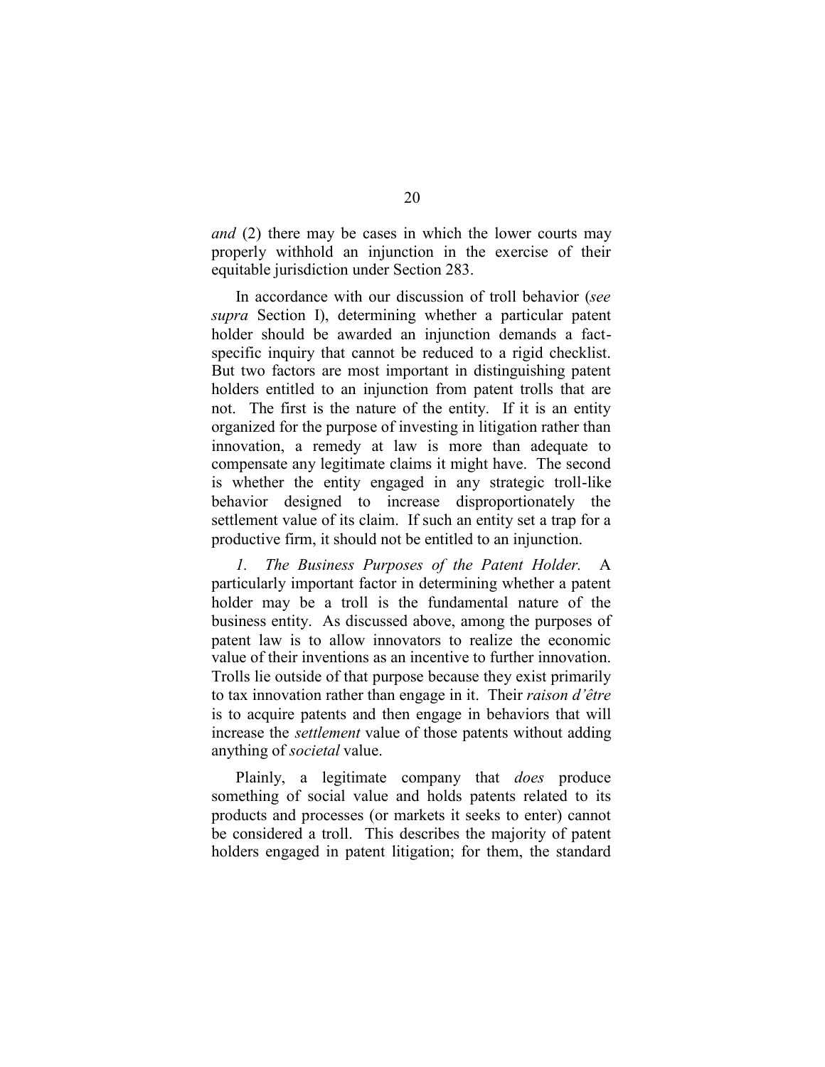*and* (2) there may be cases in which the lower courts may properly withhold an injunction in the exercise of their equitable jurisdiction under Section 283.

In accordance with our discussion of troll behavior (*see supra* Section I), determining whether a particular patent holder should be awarded an injunction demands a fact-specific inquiry that cannot be reduced to a rigid checklist. But two factors are most important in distinguishing patent holders entitled to an injunction from patent trolls that are not. The first is the nature of the entity. If it is an entity organized for the purpose of investing in litigation rather than innovation, a remedy at law is more than adequate to compensate any legitimate claims it might have. The second is whether the entity engaged in any strategic troll-like behavior designed to increase disproportionately the settlement value of its claim. If such an entity set a trap for a productive firm, it should not be entitled to an injunction.

*1. The Business Purposes of the Patent Holder.* A particularly important factor in determining whether a patent holder may be a troll is the fundamental nature of the business entity. As discussed above, among the purposes of patent law is to allow innovators to realize the economic value of their inventions as an incentive to further innovation. Trolls lie outside of that purpose because they exist primarily to tax innovation rather than engage in it. Their *raison d'être* is to acquire patents and then engage in behaviors that will increase the *settlement* value of those patents without adding anything of *societal* value.

Plainly, a legitimate company that *does* produce something of social value and holds patents related to its products and processes (or markets it seeks to enter) cannot be considered a troll. This describes the majority of patent holders engaged in patent litigation; for them, the standard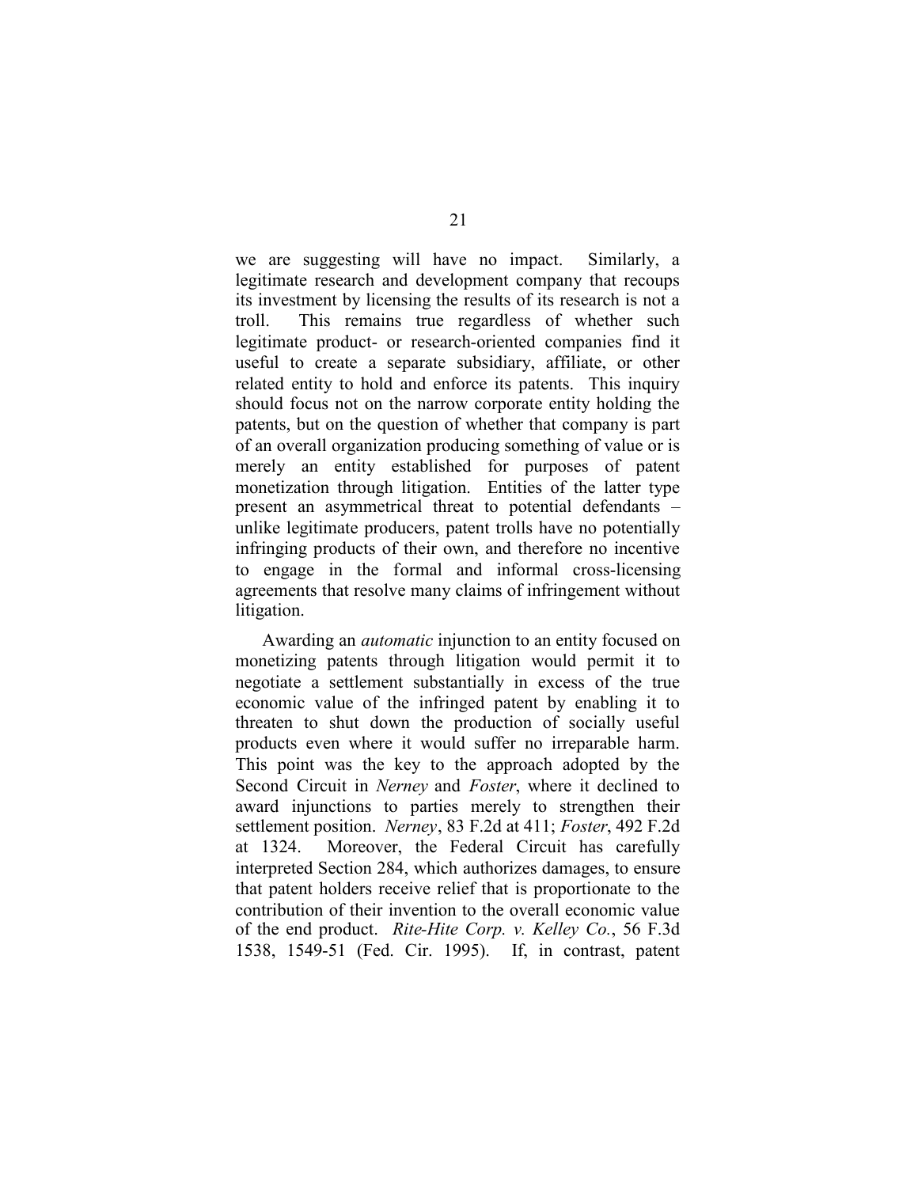we are suggesting will have no impact. Similarly, a legitimate research and development company that recoups its investment by licensing the results of its research is not a troll. This remains true regardless of whether such legitimate product- or research-oriented companies find it useful to create a separate subsidiary, affiliate, or other related entity to hold and enforce its patents. This inquiry should focus not on the narrow corporate entity holding the patents, but on the question of whether that company is part of an overall organization producing something of value or is merely an entity established for purposes of patent monetization through litigation. Entities of the latter type present an asymmetrical threat to potential defendants – unlike legitimate producers, patent trolls have no potentially infringing products of their own, and therefore no incentive to engage in the formal and informal cross-licensing agreements that resolve many claims of infringement without litigation.

Awarding an *automatic* injunction to an entity focused on monetizing patents through litigation would permit it to negotiate a settlement substantially in excess of the true economic value of the infringed patent by enabling it to threaten to shut down the production of socially useful products even where it would suffer no irreparable harm. This point was the key to the approach adopted by the Second Circuit in *Nerney* and *Foster*, where it declined to award injunctions to parties merely to strengthen their settlement position. *Nerney*, 83 F.2d at 411; *Foster*, 492 F.2d at 1324. Moreover, the Federal Circuit has carefully interpreted Section 284, which authorizes damages, to ensure that patent holders receive relief that is proportionate to the contribution of their invention to the overall economic value of the end product. *Rite-Hite Corp. v. Kelley Co.*, 56 F.3d 1538, 1549-51 (Fed. Cir. 1995). If, in contrast, patent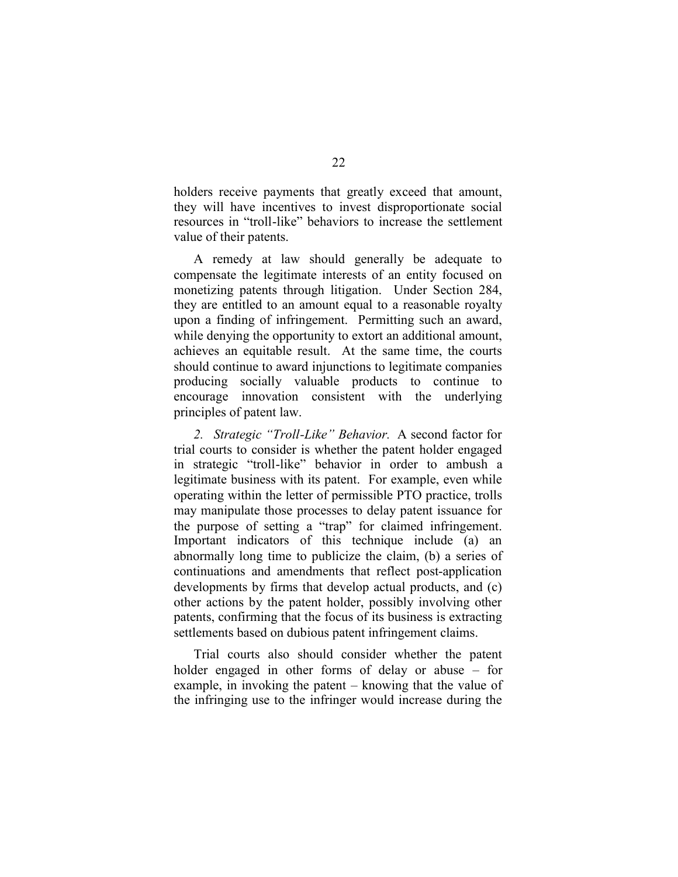holders receive payments that greatly exceed that amount, they will have incentives to invest disproportionate social resources in "troll-like" behaviors to increase the settlement value of their patents.

A remedy at law should generally be adequate to compensate the legitimate interests of an entity focused on monetizing patents through litigation. Under Section 284, they are entitled to an amount equal to a reasonable royalty upon a finding of infringement. Permitting such an award, while denying the opportunity to extort an additional amount, achieves an equitable result. At the same time, the courts should continue to award injunctions to legitimate companies producing socially valuable products to continue to encourage innovation consistent with the underlying principles of patent law.

*2. Strategic "Troll-Like" Behavior.* A second factor for trial courts to consider is whether the patent holder engaged in strategic "troll-like" behavior in order to ambush a legitimate business with its patent. For example, even while operating within the letter of permissible PTO practice, trolls may manipulate those processes to delay patent issuance for the purpose of setting a "trap" for claimed infringement. Important indicators of this technique include (a) an abnormally long time to publicize the claim, (b) a series of continuations and amendments that reflect post-application developments by firms that develop actual products, and (c) other actions by the patent holder, possibly involving other patents, confirming that the focus of its business is extracting settlements based on dubious patent infringement claims.

Trial courts also should consider whether the patent holder engaged in other forms of delay or abuse – for example, in invoking the patent – knowing that the value of the infringing use to the infringer would increase during the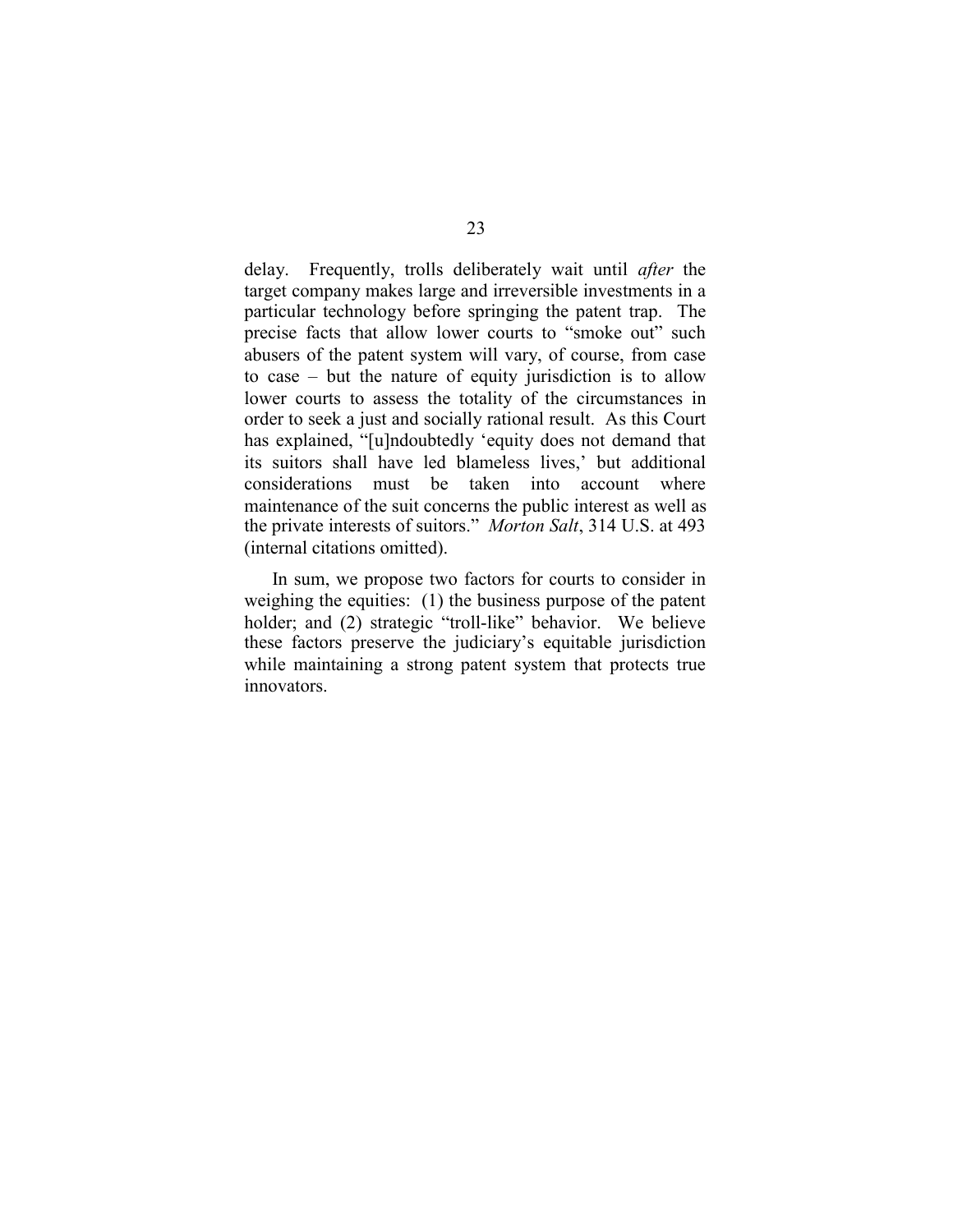delay. Frequently, trolls deliberately wait until *after* the target company makes large and irreversible investments in a particular technology before springing the patent trap. The precise facts that allow lower courts to "smoke out" such abusers of the patent system will vary, of course, from case to case – but the nature of equity jurisdiction is to allow lower courts to assess the totality of the circumstances in order to seek a just and socially rational result. As this Court has explained, "[u]ndoubtedly 'equity does not demand that its suitors shall have led blameless lives,' but additional considerations must be taken into account where maintenance of the suit concerns the public interest as well as the private interests of suitors." *Morton Salt*, 314 U.S. at 493 (internal citations omitted).

In sum, we propose two factors for courts to consider in weighing the equities: (1) the business purpose of the patent holder; and (2) strategic "troll-like" behavior. We believe these factors preserve the judiciary's equitable jurisdiction while maintaining a strong patent system that protects true innovators.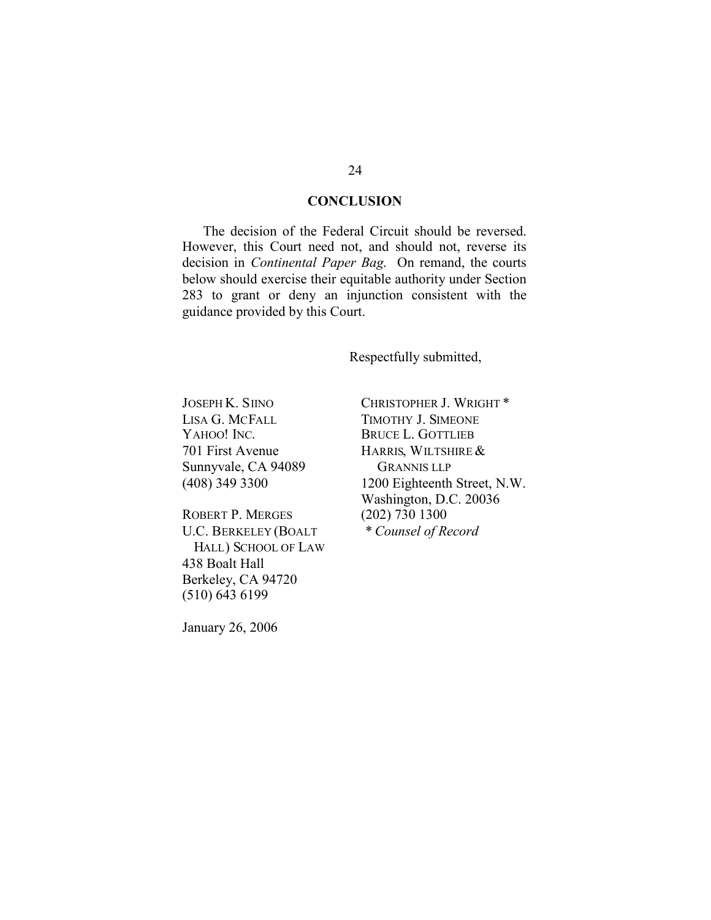## CONCLUSION

The decision of the Federal Circuit should be reversed. However, this Court need not, and should not, reverse its decision in *Continental Paper Bag.* On remand, the courts below should exercise their equitable authority under Section 283 to grant or deny an injunction consistent with the guidance provided by this Court.

Respectfully submitted,

JOSEPH K. SIINO
LISA G. MCFALL
YAHOO! INC.
701 First Avenue
Sunnyvale, CA 94089
(408) 349 3300

ROBERT P. MERGES
U.C. BERKELEY (BOALT HALL) SCHOOL OF LAW
438 Boalt Hall
Berkeley, CA 94720
(510) 643 6199

CHRISTOPHER J. WRIGHT *
TIMOTHY J. SIMEONE
BRUCE L. GOTTLIEB
HARRIS, WILTSHIRE & GRANNIS LLP
1200 Eighteenth Street, N.W.
Washington, D.C. 20036
(202) 730 1300
*\* Counsel of Record*

January 26, 2006